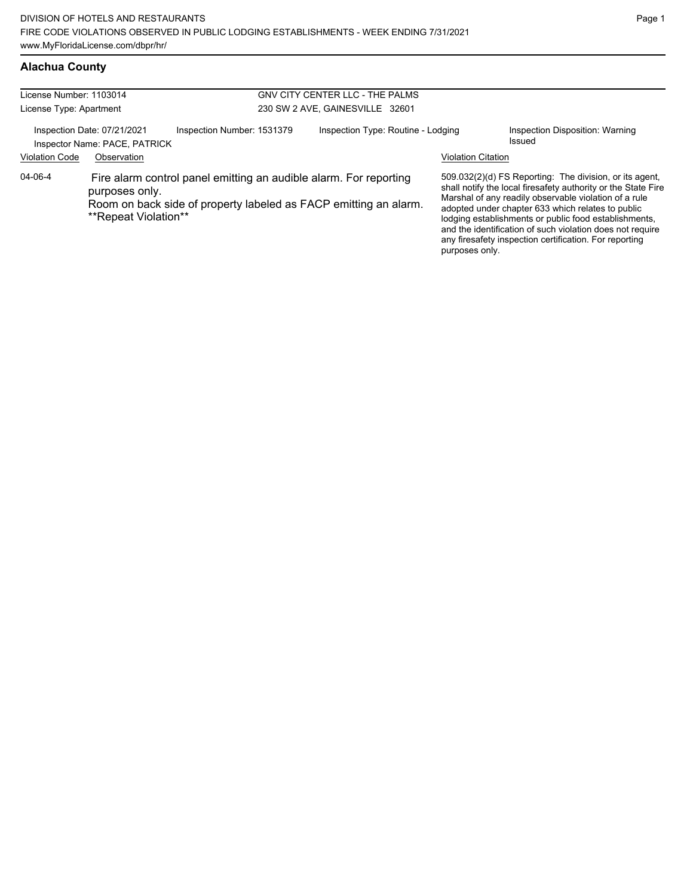DIVISION OF HOTELS AND RESTAURANTS
FIRE CODE VIOLATIONS OBSERVED IN PUBLIC LODGING ESTABLISHMENTS - WEEK ENDING 7/31/2021
www.MyFloridaLicense.com/dbpr/hr/

## Alachua County

License Number: 1103014
License Type: Apartment

GNV CITY CENTER LLC - THE PALMS
230 SW 2 AVE, GAINESVILLE 32601

Inspection Date: 07/21/2021
Inspector Name: PACE, PATRICK
Inspection Number: 1531379
Inspection Type: Routine - Lodging
Inspection Disposition: Warning Issued

| Violation Code | Observation | Violation Citation |
| --- | --- | --- |
| 04-06-4 | Fire alarm control panel emitting an audible alarm. For reporting purposes only. Room on back side of property labeled as FACP emitting an alarm. **Repeat Violation** | 509.032(2)(d) FS Reporting: The division, or its agent, shall notify the local firesafety authority or the State Fire Marshal of any readily observable violation of a rule adopted under chapter 633 which relates to public lodging establishments or public food establishments, and the identification of such violation does not require any firesafety inspection certification. For reporting purposes only. |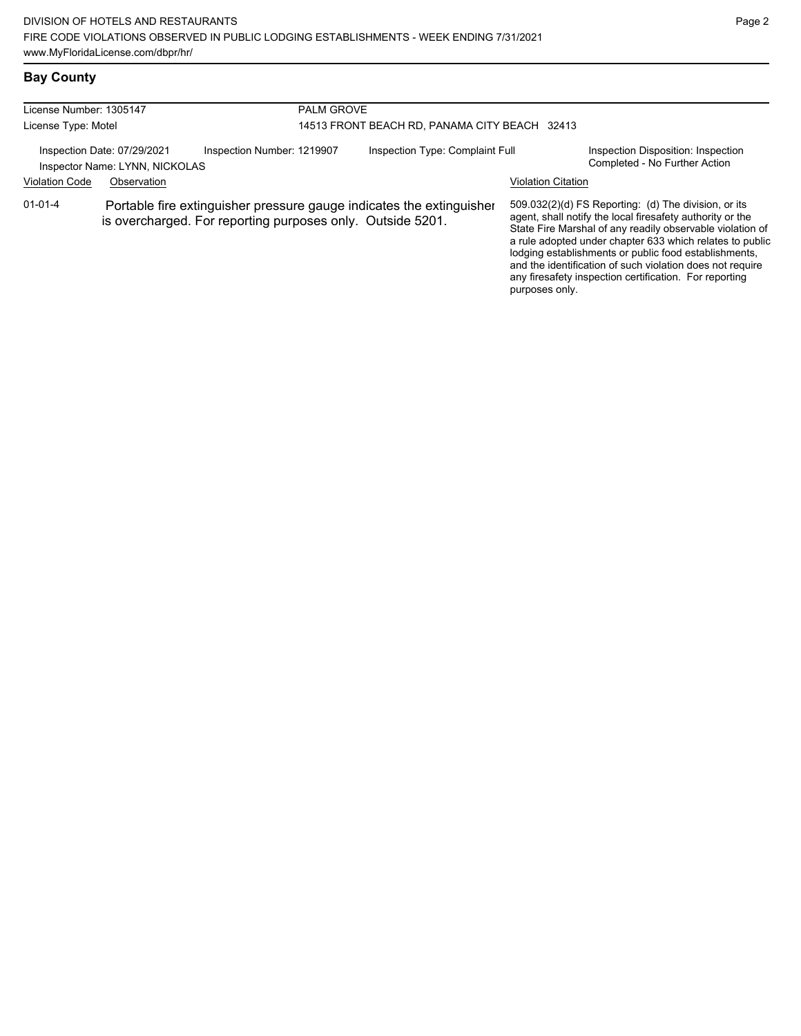## Bay County

| License Number: 1305147 | PALM GROVE |
|---|---|
| License Type: Motel | 14513 FRONT BEACH RD, PANAMA CITY BEACH 32413 |

Inspection Date: 07/29/2021 | Inspection Number: 1219907 | Inspection Type: Complaint Full | Inspection Disposition: Inspection Completed - No Further Action

Inspector Name: LYNN, NICKOLAS

| Violation Code | Observation | Violation Citation |
|---|---|---|
| 01-01-4 | Portable fire extinguisher pressure gauge indicates the extinguisher is overcharged. For reporting purposes only. Outside 5201. | 509.032(2)(d) FS Reporting: (d) The division, or its agent, shall notify the local firesafety authority or the State Fire Marshal of any readily observable violation of a rule adopted under chapter 633 which relates to public lodging establishments or public food establishments, and the identification of such violation does not require any firesafety inspection certification. For reporting purposes only. |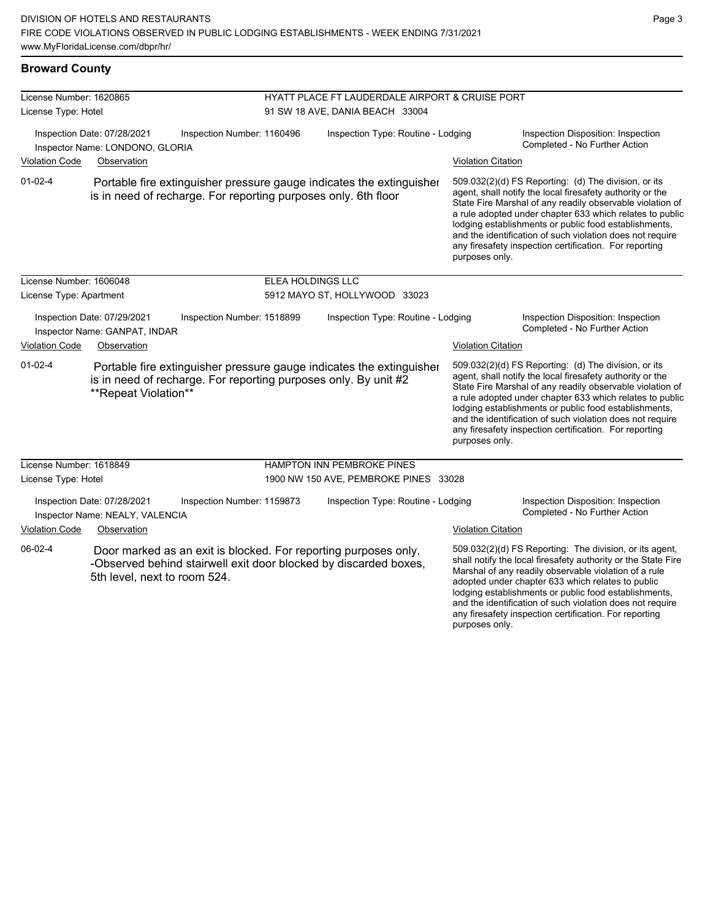## Broward County

**License Number:** 1620865
**License Type:** Hotel

**HYATT PLACE FT LAUDERDALE AIRPORT & CRUISE PORT**
91 SW 18 AVE, DANIA BEACH 33004

Inspection Date: 07/28/2021
Inspector Name: LONDONO, GLORIA
Inspection Number: 1160496
Inspection Type: Routine - Lodging
Inspection Disposition: Inspection Completed - No Further Action

| Violation Code | Observation | Violation Citation |
| --- | --- | --- |
| 01-02-4 | Portable fire extinguisher pressure gauge indicates the extinguisher is in need of recharge. For reporting purposes only. 6th floor | 509.032(2)(d) FS Reporting: (d) The division, or its agent, shall notify the local firesafety authority or the State Fire Marshal of any readily observable violation of a rule adopted under chapter 633 which relates to public lodging establishments or public food establishments, and the identification of such violation does not require any firesafety inspection certification. For reporting purposes only. |

**License Number:** 1606048
**License Type:** Apartment

**ELEA HOLDINGS LLC**
5912 MAYO ST, HOLLYWOOD 33023

Inspection Date: 07/29/2021
Inspector Name: GANPAT, INDAR
Inspection Number: 1518899
Inspection Type: Routine - Lodging
Inspection Disposition: Inspection Completed - No Further Action

| Violation Code | Observation | Violation Citation |
| --- | --- | --- |
| 01-02-4 | Portable fire extinguisher pressure gauge indicates the extinguisher is in need of recharge. For reporting purposes only. By unit #2 **Repeat Violation** | 509.032(2)(d) FS Reporting: (d) The division, or its agent, shall notify the local firesafety authority or the State Fire Marshal of any readily observable violation of a rule adopted under chapter 633 which relates to public lodging establishments or public food establishments, and the identification of such violation does not require any firesafety inspection certification. For reporting purposes only. |

**License Number:** 1618849
**License Type:** Hotel

**HAMPTON INN PEMBROKE PINES**
1900 NW 150 AVE, PEMBROKE PINES 33028

Inspection Date: 07/28/2021
Inspector Name: NEALY, VALENCIA
Inspection Number: 1159873
Inspection Type: Routine - Lodging
Inspection Disposition: Inspection Completed - No Further Action

| Violation Code | Observation | Violation Citation |
| --- | --- | --- |
| 06-02-4 | Door marked as an exit is blocked. For reporting purposes only. -Observed behind stairwell exit door blocked by discarded boxes, 5th level, next to room 524. | 509.032(2)(d) FS Reporting: The division, or its agent, shall notify the local firesafety authority or the State Fire Marshal of any readily observable violation of a rule adopted under chapter 633 which relates to public lodging establishments or public food establishments, and the identification of such violation does not require any firesafety inspection certification. For reporting purposes only. |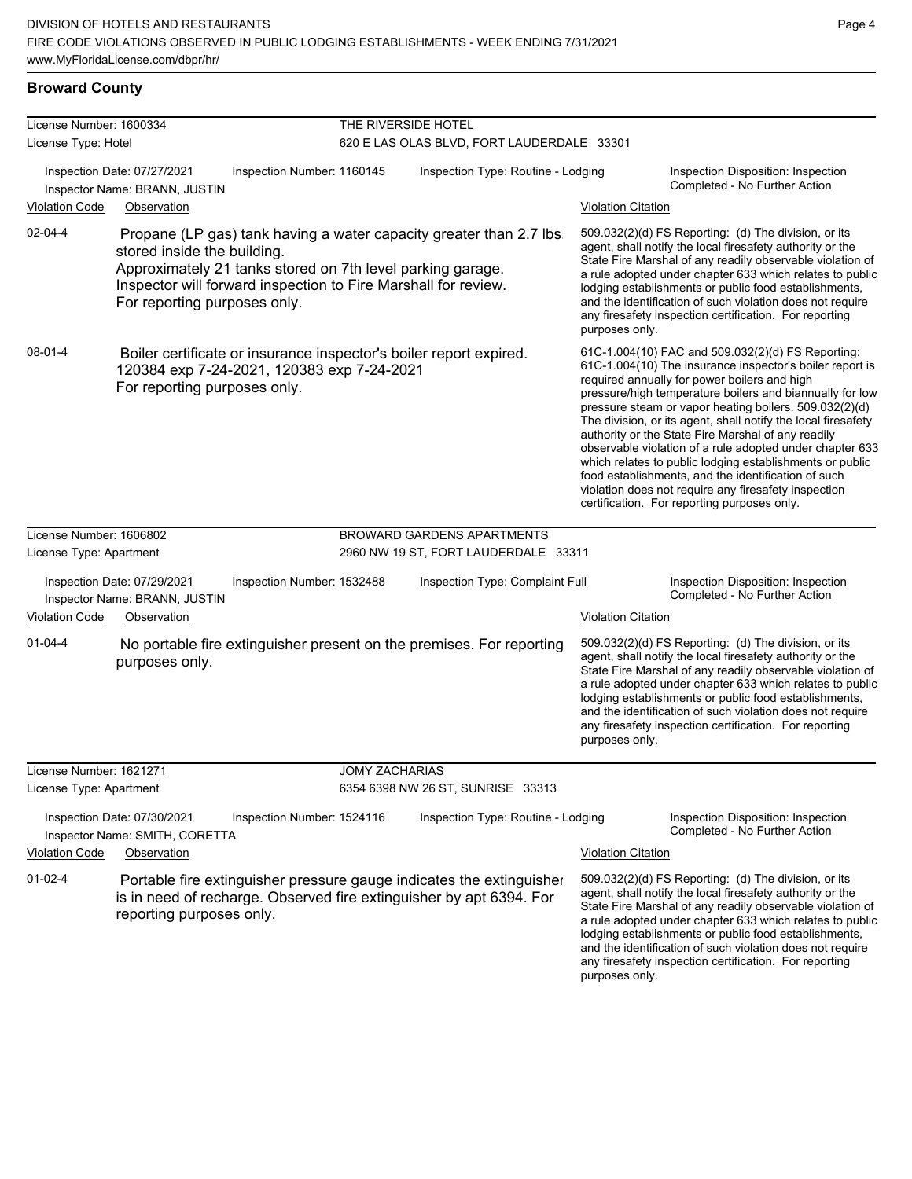## Broward County

**License Number:** 1600334 — **THE RIVERSIDE HOTEL**
**License Type:** Hotel — 620 E LAS OLAS BLVD, FORT LAUDERDALE 33301

Inspection Date: 07/27/2021 | Inspection Number: 1160145 | Inspection Type: Routine - Lodging | Inspection Disposition: Inspection Completed - No Further Action
Inspector Name: BRANN, JUSTIN

| Violation Code | Observation | Violation Citation |
|---|---|---|
| 02-04-4 | Propane (LP gas) tank having a water capacity greater than 2.7 lbs. stored inside the building. Approximately 21 tanks stored on 7th level parking garage. Inspector will forward inspection to Fire Marshall for review. For reporting purposes only. | 509.032(2)(d) FS Reporting: (d) The division, or its agent, shall notify the local firesafety authority or the State Fire Marshal of any readily observable violation of a rule adopted under chapter 633 which relates to public lodging establishments or public food establishments, and the identification of such violation does not require any firesafety inspection certification. For reporting purposes only. |
| 08-01-4 | Boiler certificate or insurance inspector's boiler report expired. 120384 exp 7-24-2021, 120383 exp 7-24-2021 For reporting purposes only. | 61C-1.004(10) FAC and 509.032(2)(d) FS Reporting: 61C-1.004(10) The insurance inspector's boiler report is required annually for power boilers and high pressure/high temperature boilers and biannually for low pressure steam or vapor heating boilers. 509.032(2)(d) The division, or its agent, shall notify the local firesafety authority or the State Fire Marshal of any readily observable violation of a rule adopted under chapter 633 which relates to public lodging establishments or public food establishments, and the identification of such violation does not require any firesafety inspection certification. For reporting purposes only. |

**License Number:** 1606802 — **BROWARD GARDENS APARTMENTS**
**License Type:** Apartment — 2960 NW 19 ST, FORT LAUDERDALE 33311

Inspection Date: 07/29/2021 | Inspection Number: 1532488 | Inspection Type: Complaint Full | Inspection Disposition: Inspection Completed - No Further Action
Inspector Name: BRANN, JUSTIN

| Violation Code | Observation | Violation Citation |
|---|---|---|
| 01-04-4 | No portable fire extinguisher present on the premises. For reporting purposes only. | 509.032(2)(d) FS Reporting: (d) The division, or its agent, shall notify the local firesafety authority or the State Fire Marshal of any readily observable violation of a rule adopted under chapter 633 which relates to public lodging establishments or public food establishments, and the identification of such violation does not require any firesafety inspection certification. For reporting purposes only. |

**License Number:** 1621271 — **JOMY ZACHARIAS**
**License Type:** Apartment — 6354 6398 NW 26 ST, SUNRISE 33313

Inspection Date: 07/30/2021 | Inspection Number: 1524116 | Inspection Type: Routine - Lodging | Inspection Disposition: Inspection Completed - No Further Action
Inspector Name: SMITH, CORETTA

| Violation Code | Observation | Violation Citation |
|---|---|---|
| 01-02-4 | Portable fire extinguisher pressure gauge indicates the extinguisher is in need of recharge. Observed fire extinguisher by apt 6394. For reporting purposes only. | 509.032(2)(d) FS Reporting: (d) The division, or its agent, shall notify the local firesafety authority or the State Fire Marshal of any readily observable violation of a rule adopted under chapter 633 which relates to public lodging establishments or public food establishments, and the identification of such violation does not require any firesafety inspection certification. For reporting purposes only. |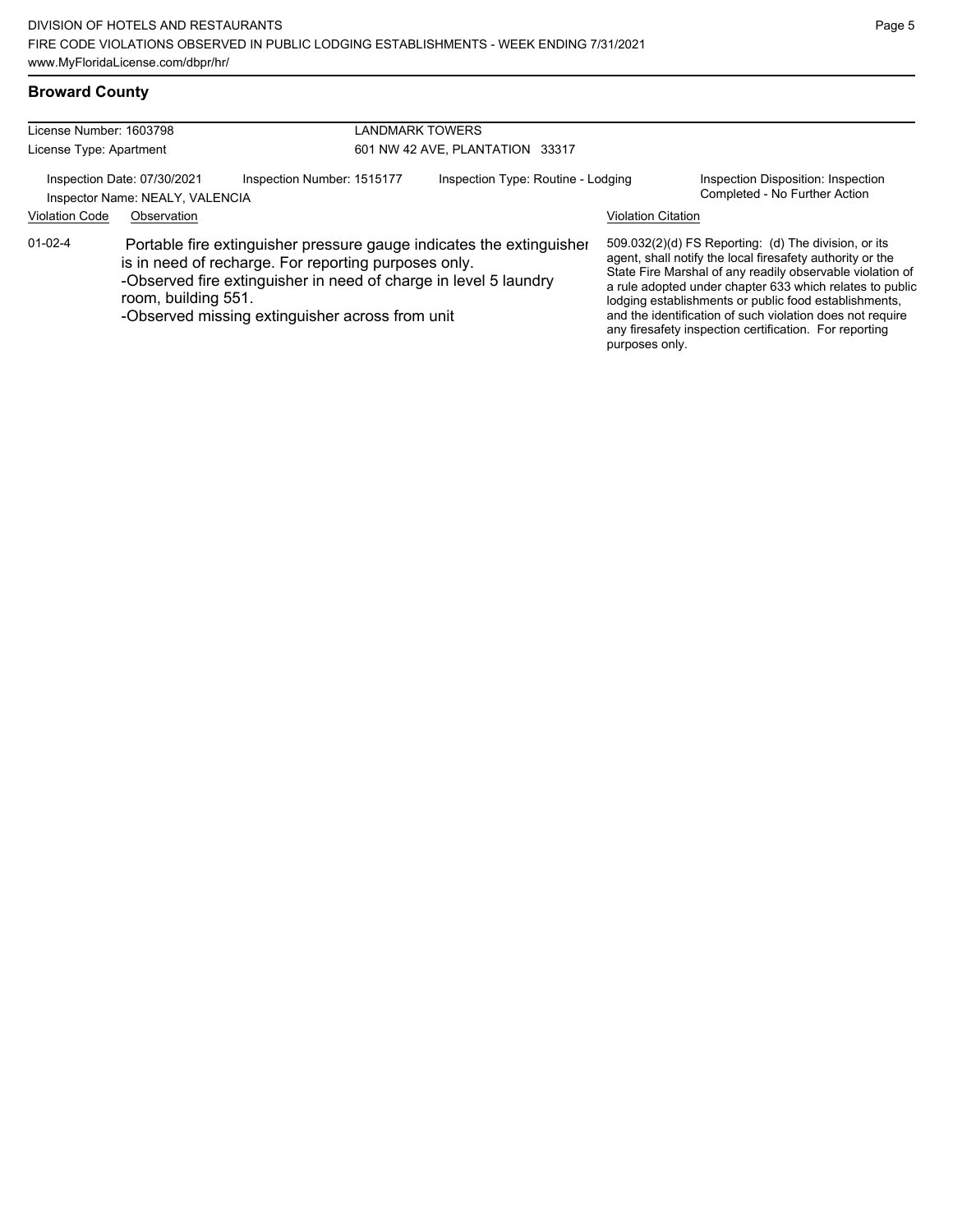## Broward County

| License Number: 1603798 | LANDMARK TOWERS |
|---|---|
| License Type: Apartment | 601 NW 42 AVE, PLANTATION 33317 |

Inspection Date: 07/30/2021 | Inspection Number: 1515177 | Inspection Type: Routine - Lodging | Inspection Disposition: Inspection Completed - No Further Action

Inspector Name: NEALY, VALENCIA

| Violation Code | Observation | Violation Citation |
|---|---|---|
| 01-02-4 | Portable fire extinguisher pressure gauge indicates the extinguisher is in need of recharge. For reporting purposes only.<br>-Observed fire extinguisher in need of charge in level 5 laundry room, building 551.<br>-Observed missing extinguisher across from unit | 509.032(2)(d) FS Reporting: (d) The division, or its agent, shall notify the local firesafety authority or the State Fire Marshal of any readily observable violation of a rule adopted under chapter 633 which relates to public lodging establishments or public food establishments, and the identification of such violation does not require any firesafety inspection certification. For reporting purposes only. |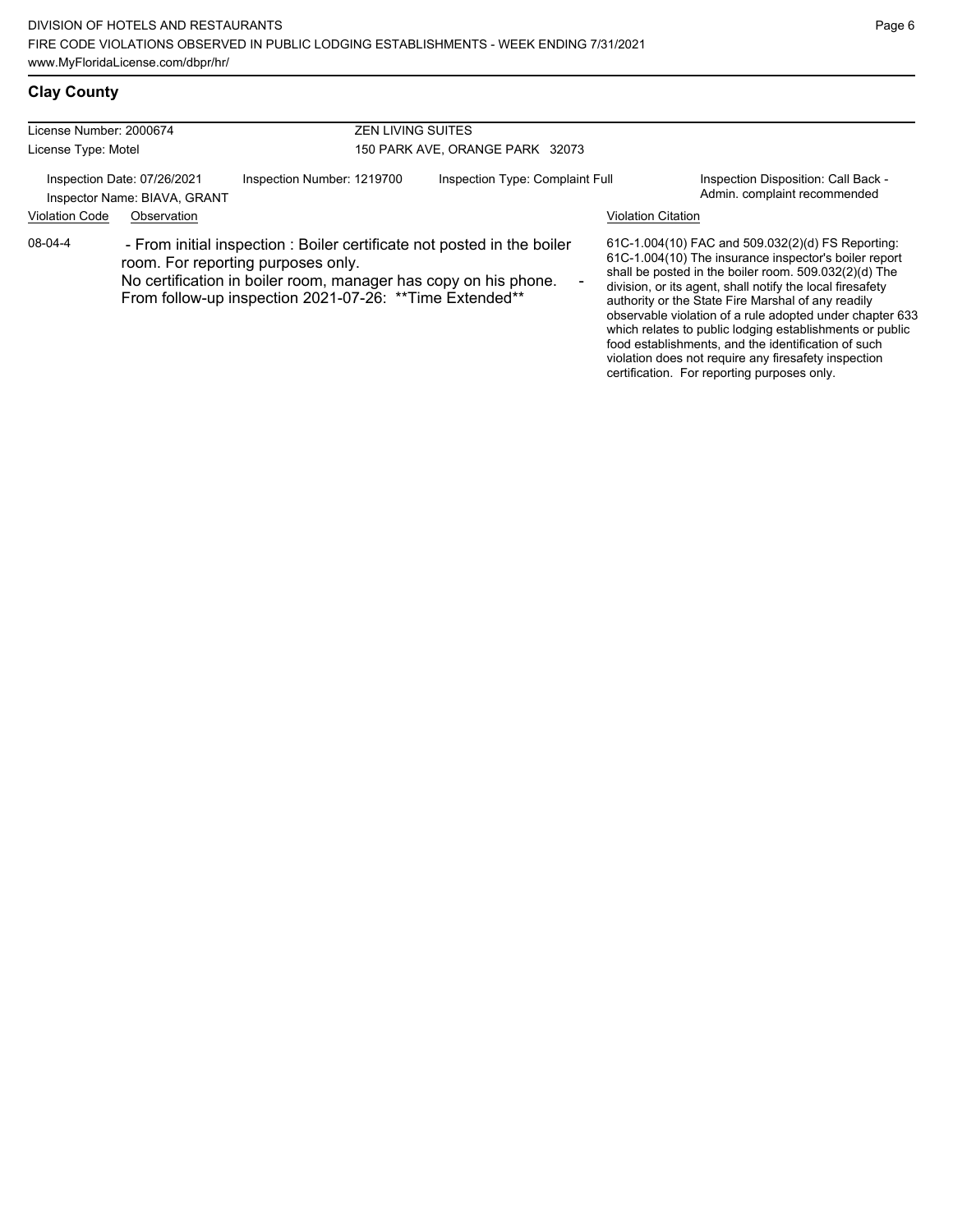## Clay County

| License Number: 2000674 | ZEN LIVING SUITES |
| --- | --- |
| License Type: Motel | 150 PARK AVE, ORANGE PARK 32073 |

Inspection Date: 07/26/2021 | Inspection Number: 1219700 | Inspection Type: Complaint Full | Inspection Disposition: Call Back - Admin. complaint recommended

Inspector Name: BIAVA, GRANT

| Violation Code | Observation | Violation Citation |
| --- | --- | --- |
| 08-04-4 | - From initial inspection : Boiler certificate not posted in the boiler room. For reporting purposes only. No certification in boiler room, manager has copy on his phone. - From follow-up inspection 2021-07-26: **Time Extended** | 61C-1.004(10) FAC and 509.032(2)(d) FS Reporting: 61C-1.004(10) The insurance inspector's boiler report shall be posted in the boiler room. 509.032(2)(d) The division, or its agent, shall notify the local firesafety authority or the State Fire Marshal of any readily observable violation of a rule adopted under chapter 633 which relates to public lodging establishments or public food establishments, and the identification of such violation does not require any firesafety inspection certification. For reporting purposes only. |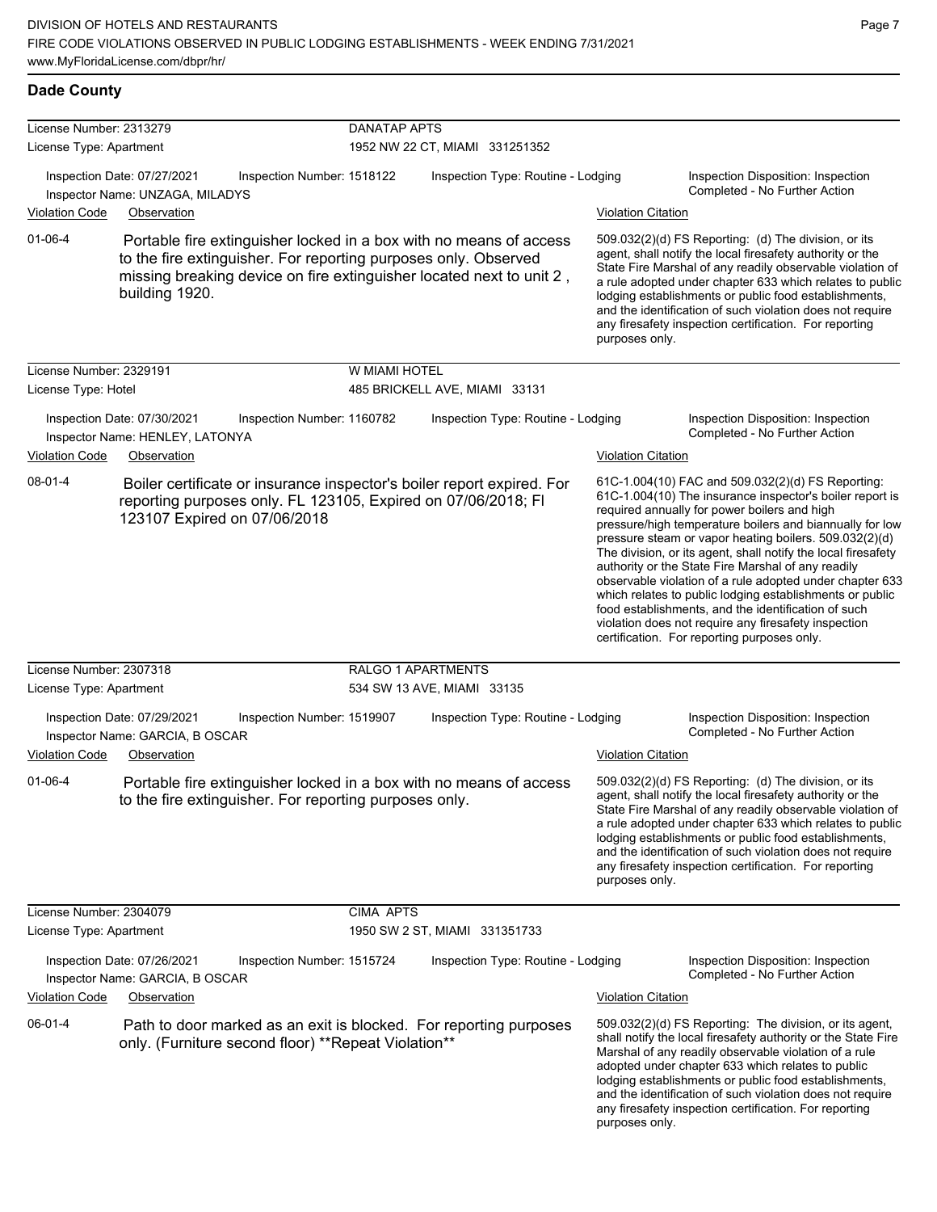## Dade County

**License Number:** 2313279 | **DANATAP APTS**
**License Type:** Apartment | 1952 NW 22 CT, MIAMI 331251352

Inspection Date: 07/27/2021 | Inspection Number: 1518122 | Inspection Type: Routine - Lodging | Inspection Disposition: Inspection Completed - No Further Action
Inspector Name: UNZAGA, MILADYS

| Violation Code | Observation | Violation Citation |
|---|---|---|
| 01-06-4 | Portable fire extinguisher locked in a box with no means of access to the fire extinguisher. For reporting purposes only. Observed missing breaking device on fire extinguisher located next to unit 2 , building 1920. | 509.032(2)(d) FS Reporting: (d) The division, or its agent, shall notify the local firesafety authority or the State Fire Marshal of any readily observable violation of a rule adopted under chapter 633 which relates to public lodging establishments or public food establishments, and the identification of such violation does not require any firesafety inspection certification. For reporting purposes only. |

**License Number:** 2329191 | **W MIAMI HOTEL**
**License Type:** Hotel | 485 BRICKELL AVE, MIAMI 33131

Inspection Date: 07/30/2021 | Inspection Number: 1160782 | Inspection Type: Routine - Lodging | Inspection Disposition: Inspection Completed - No Further Action
Inspector Name: HENLEY, LATONYA

| Violation Code | Observation | Violation Citation |
|---|---|---|
| 08-01-4 | Boiler certificate or insurance inspector's boiler report expired. For reporting purposes only. FL 123105, Expired on 07/06/2018; Fl 123107 Expired on 07/06/2018 | 61C-1.004(10) FAC and 509.032(2)(d) FS Reporting: 61C-1.004(10) The insurance inspector's boiler report is required annually for power boilers and high pressure/high temperature boilers and biannually for low pressure steam or vapor heating boilers. 509.032(2)(d) The division, or its agent, shall notify the local firesafety authority or the State Fire Marshal of any readily observable violation of a rule adopted under chapter 633 which relates to public lodging establishments or public food establishments, and the identification of such violation does not require any firesafety inspection certification. For reporting purposes only. |

**License Number:** 2307318 | **RALGO 1 APARTMENTS**
**License Type:** Apartment | 534 SW 13 AVE, MIAMI 33135

Inspection Date: 07/29/2021 | Inspection Number: 1519907 | Inspection Type: Routine - Lodging | Inspection Disposition: Inspection Completed - No Further Action
Inspector Name: GARCIA, B OSCAR

| Violation Code | Observation | Violation Citation |
|---|---|---|
| 01-06-4 | Portable fire extinguisher locked in a box with no means of access to the fire extinguisher. For reporting purposes only. | 509.032(2)(d) FS Reporting: (d) The division, or its agent, shall notify the local firesafety authority or the State Fire Marshal of any readily observable violation of a rule adopted under chapter 633 which relates to public lodging establishments or public food establishments, and the identification of such violation does not require any firesafety inspection certification. For reporting purposes only. |

**License Number:** 2304079 | **CIMA APTS**
**License Type:** Apartment | 1950 SW 2 ST, MIAMI 331351733

Inspection Date: 07/26/2021 | Inspection Number: 1515724 | Inspection Type: Routine - Lodging | Inspection Disposition: Inspection Completed - No Further Action
Inspector Name: GARCIA, B OSCAR

| Violation Code | Observation | Violation Citation |
|---|---|---|
| 06-01-4 | Path to door marked as an exit is blocked. For reporting purposes only. (Furniture second floor) **Repeat Violation** | 509.032(2)(d) FS Reporting: The division, or its agent, shall notify the local firesafety authority or the State Fire Marshal of any readily observable violation of a rule adopted under chapter 633 which relates to public lodging establishments or public food establishments, and the identification of such violation does not require any firesafety inspection certification. For reporting purposes only. |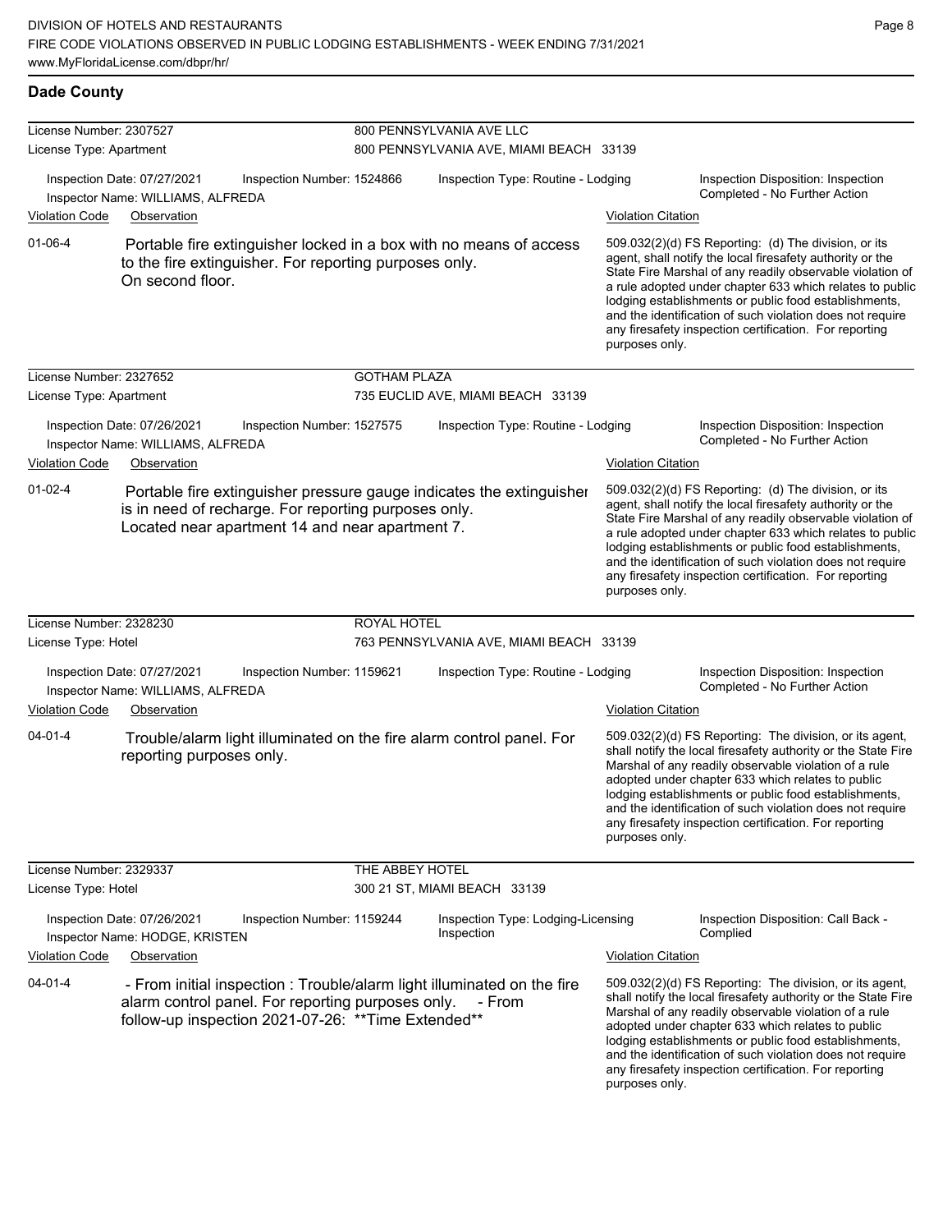## Dade County

**License Number:** 2307527 — **800 PENNSYLVANIA AVE LLC**
**License Type:** Apartment — 800 PENNSYLVANIA AVE, MIAMI BEACH 33139

Inspection Date: 07/27/2021 | Inspection Number: 1524866 | Inspection Type: Routine - Lodging | Inspection Disposition: Inspection Completed - No Further Action
Inspector Name: WILLIAMS, ALFREDA

| Violation Code | Observation | Violation Citation |
|---|---|---|
| 01-06-4 | Portable fire extinguisher locked in a box with no means of access to the fire extinguisher. For reporting purposes only. On second floor. | 509.032(2)(d) FS Reporting: (d) The division, or its agent, shall notify the local firesafety authority or the State Fire Marshal of any readily observable violation of a rule adopted under chapter 633 which relates to public lodging establishments or public food establishments, and the identification of such violation does not require any firesafety inspection certification. For reporting purposes only. |

---

**License Number:** 2327652 — **GOTHAM PLAZA**
**License Type:** Apartment — 735 EUCLID AVE, MIAMI BEACH 33139

Inspection Date: 07/26/2021 | Inspection Number: 1527575 | Inspection Type: Routine - Lodging | Inspection Disposition: Inspection Completed - No Further Action
Inspector Name: WILLIAMS, ALFREDA

| Violation Code | Observation | Violation Citation |
|---|---|---|
| 01-02-4 | Portable fire extinguisher pressure gauge indicates the extinguisher is in need of recharge. For reporting purposes only. Located near apartment 14 and near apartment 7. | 509.032(2)(d) FS Reporting: (d) The division, or its agent, shall notify the local firesafety authority or the State Fire Marshal of any readily observable violation of a rule adopted under chapter 633 which relates to public lodging establishments or public food establishments, and the identification of such violation does not require any firesafety inspection certification. For reporting purposes only. |

---

**License Number:** 2328230 — **ROYAL HOTEL**
**License Type:** Hotel — 763 PENNSYLVANIA AVE, MIAMI BEACH 33139

Inspection Date: 07/27/2021 | Inspection Number: 1159621 | Inspection Type: Routine - Lodging | Inspection Disposition: Inspection Completed - No Further Action
Inspector Name: WILLIAMS, ALFREDA

| Violation Code | Observation | Violation Citation |
|---|---|---|
| 04-01-4 | Trouble/alarm light illuminated on the fire alarm control panel. For reporting purposes only. | 509.032(2)(d) FS Reporting: The division, or its agent, shall notify the local firesafety authority or the State Fire Marshal of any readily observable violation of a rule adopted under chapter 633 which relates to public lodging establishments or public food establishments, and the identification of such violation does not require any firesafety inspection certification. For reporting purposes only. |

---

**License Number:** 2329337 — **THE ABBEY HOTEL**
**License Type:** Hotel — 300 21 ST, MIAMI BEACH 33139

Inspection Date: 07/26/2021 | Inspection Number: 1159244 | Inspection Type: Lodging-Licensing Inspection | Inspection Disposition: Call Back - Complied
Inspector Name: HODGE, KRISTEN

| Violation Code | Observation | Violation Citation |
|---|---|---|
| 04-01-4 | - From initial inspection : Trouble/alarm light illuminated on the fire alarm control panel. For reporting purposes only. - From follow-up inspection 2021-07-26: **Time Extended** | 509.032(2)(d) FS Reporting: The division, or its agent, shall notify the local firesafety authority or the State Fire Marshal of any readily observable violation of a rule adopted under chapter 633 which relates to public lodging establishments or public food establishments, and the identification of such violation does not require any firesafety inspection certification. For reporting purposes only. |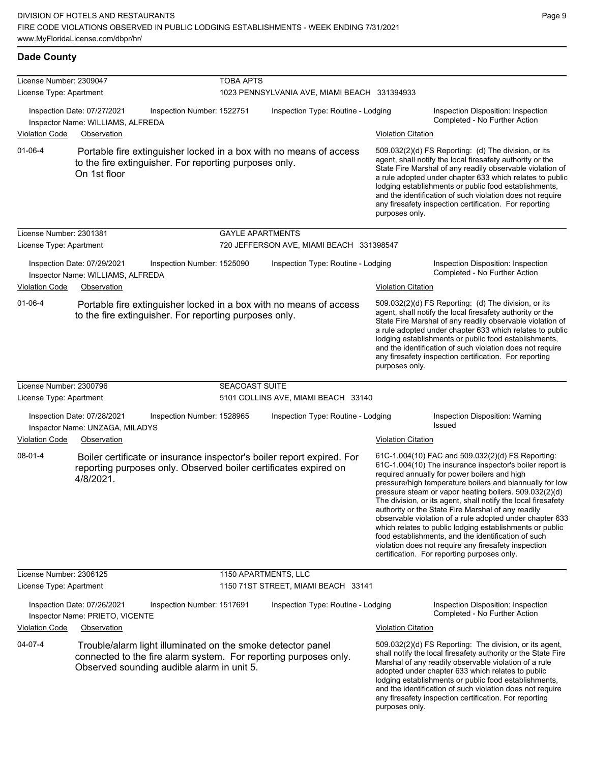## Dade County

**License Number:** 2309047 — **TOBA APTS**
**License Type:** Apartment — 1023 PENNSYLVANIA AVE, MIAMI BEACH 331394933

Inspection Date: 07/27/2021 | Inspection Number: 1522751 | Inspection Type: Routine - Lodging | Inspection Disposition: Inspection Completed - No Further Action
Inspector Name: WILLIAMS, ALFREDA

| Violation Code | Observation | Violation Citation |
|---|---|---|
| 01-06-4 | Portable fire extinguisher locked in a box with no means of access to the fire extinguisher. For reporting purposes only. On 1st floor | 509.032(2)(d) FS Reporting: (d) The division, or its agent, shall notify the local firesafety authority or the State Fire Marshal of any readily observable violation of a rule adopted under chapter 633 which relates to public lodging establishments or public food establishments, and the identification of such violation does not require any firesafety inspection certification. For reporting purposes only. |

**License Number:** 2301381 — **GAYLE APARTMENTS**
**License Type:** Apartment — 720 JEFFERSON AVE, MIAMI BEACH 331398547

Inspection Date: 07/29/2021 | Inspection Number: 1525090 | Inspection Type: Routine - Lodging | Inspection Disposition: Inspection Completed - No Further Action
Inspector Name: WILLIAMS, ALFREDA

| Violation Code | Observation | Violation Citation |
|---|---|---|
| 01-06-4 | Portable fire extinguisher locked in a box with no means of access to the fire extinguisher. For reporting purposes only. | 509.032(2)(d) FS Reporting: (d) The division, or its agent, shall notify the local firesafety authority or the State Fire Marshal of any readily observable violation of a rule adopted under chapter 633 which relates to public lodging establishments or public food establishments, and the identification of such violation does not require any firesafety inspection certification. For reporting purposes only. |

**License Number:** 2300796 — **SEACOAST SUITE**
**License Type:** Apartment — 5101 COLLINS AVE, MIAMI BEACH 33140

Inspection Date: 07/28/2021 | Inspection Number: 1528965 | Inspection Type: Routine - Lodging | Inspection Disposition: Warning Issued
Inspector Name: UNZAGA, MILADYS

| Violation Code | Observation | Violation Citation |
|---|---|---|
| 08-01-4 | Boiler certificate or insurance inspector's boiler report expired. For reporting purposes only. Observed boiler certificates expired on 4/8/2021. | 61C-1.004(10) FAC and 509.032(2)(d) FS Reporting: 61C-1.004(10) The insurance inspector's boiler report is required annually for power boilers and high pressure/high temperature boilers and biannually for low pressure steam or vapor heating boilers. 509.032(2)(d) The division, or its agent, shall notify the local firesafety authority or the State Fire Marshal of any readily observable violation of a rule adopted under chapter 633 which relates to public lodging establishments or public food establishments, and the identification of such violation does not require any firesafety inspection certification. For reporting purposes only. |

**License Number:** 2306125 — **1150 APARTMENTS, LLC**
**License Type:** Apartment — 1150 71ST STREET, MIAMI BEACH 33141

Inspection Date: 07/26/2021 | Inspection Number: 1517691 | Inspection Type: Routine - Lodging | Inspection Disposition: Inspection Completed - No Further Action
Inspector Name: PRIETO, VICENTE

| Violation Code | Observation | Violation Citation |
|---|---|---|
| 04-07-4 | Trouble/alarm light illuminated on the smoke detector panel connected to the fire alarm system. For reporting purposes only. Observed sounding audible alarm in unit 5. | 509.032(2)(d) FS Reporting: The division, or its agent, shall notify the local firesafety authority or the State Fire Marshal of any readily observable violation of a rule adopted under chapter 633 which relates to public lodging establishments or public food establishments, and the identification of such violation does not require any firesafety inspection certification. For reporting purposes only. |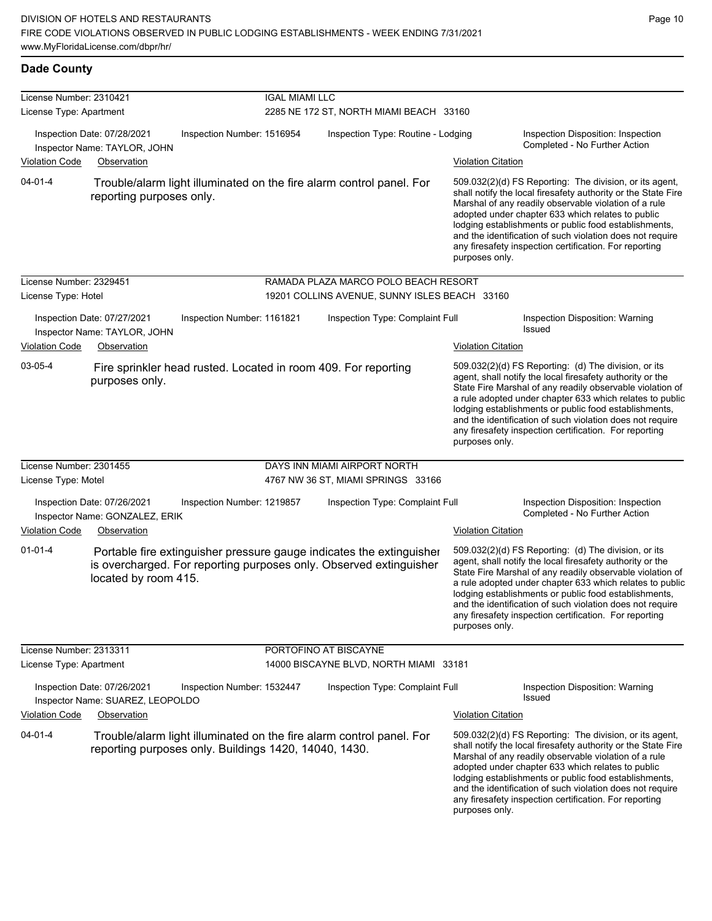**Dade County**

License Number: 2310421 — IGAL MIAMI LLC
License Type: Apartment — 2285 NE 172 ST, NORTH MIAMI BEACH 33160

Inspection Date: 07/28/2021 | Inspection Number: 1516954 | Inspection Type: Routine - Lodging | Inspection Disposition: Inspection Completed - No Further Action
Inspector Name: TAYLOR, JOHN

| Violation Code | Observation | Violation Citation |
|---|---|---|
| 04-01-4 | Trouble/alarm light illuminated on the fire alarm control panel. For reporting purposes only. | 509.032(2)(d) FS Reporting: The division, or its agent, shall notify the local firesafety authority or the State Fire Marshal of any readily observable violation of a rule adopted under chapter 633 which relates to public lodging establishments or public food establishments, and the identification of such violation does not require any firesafety inspection certification. For reporting purposes only. |

License Number: 2329451 — RAMADA PLAZA MARCO POLO BEACH RESORT
License Type: Hotel — 19201 COLLINS AVENUE, SUNNY ISLES BEACH 33160

Inspection Date: 07/27/2021 | Inspection Number: 1161821 | Inspection Type: Complaint Full | Inspection Disposition: Warning Issued
Inspector Name: TAYLOR, JOHN

| Violation Code | Observation | Violation Citation |
|---|---|---|
| 03-05-4 | Fire sprinkler head rusted. Located in room 409. For reporting purposes only. | 509.032(2)(d) FS Reporting: (d) The division, or its agent, shall notify the local firesafety authority or the State Fire Marshal of any readily observable violation of a rule adopted under chapter 633 which relates to public lodging establishments or public food establishments, and the identification of such violation does not require any firesafety inspection certification. For reporting purposes only. |

License Number: 2301455 — DAYS INN MIAMI AIRPORT NORTH
License Type: Motel — 4767 NW 36 ST, MIAMI SPRINGS 33166

Inspection Date: 07/26/2021 | Inspection Number: 1219857 | Inspection Type: Complaint Full | Inspection Disposition: Inspection Completed - No Further Action
Inspector Name: GONZALEZ, ERIK

| Violation Code | Observation | Violation Citation |
|---|---|---|
| 01-01-4 | Portable fire extinguisher pressure gauge indicates the extinguisher is overcharged. For reporting purposes only. Observed extinguisher located by room 415. | 509.032(2)(d) FS Reporting: (d) The division, or its agent, shall notify the local firesafety authority or the State Fire Marshal of any readily observable violation of a rule adopted under chapter 633 which relates to public lodging establishments or public food establishments, and the identification of such violation does not require any firesafety inspection certification. For reporting purposes only. |

License Number: 2313311 — PORTOFINO AT BISCAYNE
License Type: Apartment — 14000 BISCAYNE BLVD, NORTH MIAMI 33181

Inspection Date: 07/26/2021 | Inspection Number: 1532447 | Inspection Type: Complaint Full | Inspection Disposition: Warning Issued
Inspector Name: SUAREZ, LEOPOLDO

| Violation Code | Observation | Violation Citation |
|---|---|---|
| 04-01-4 | Trouble/alarm light illuminated on the fire alarm control panel. For reporting purposes only. Buildings 1420, 14040, 1430. | 509.032(2)(d) FS Reporting: The division, or its agent, shall notify the local firesafety authority or the State Fire Marshal of any readily observable violation of a rule adopted under chapter 633 which relates to public lodging establishments or public food establishments, and the identification of such violation does not require any firesafety inspection certification. For reporting purposes only. |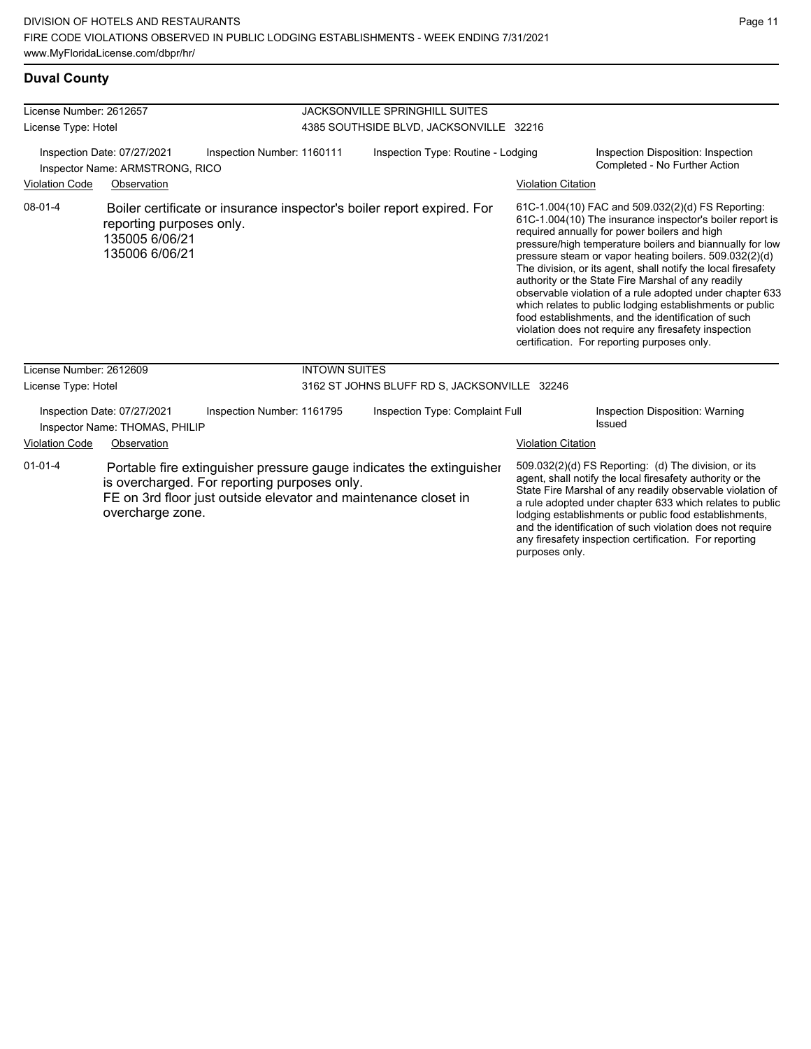## Duval County

**License Number:** 2612657
**License Type:** Hotel

**JACKSONVILLE SPRINGHILL SUITES**
4385 SOUTHSIDE BLVD, JACKSONVILLE 32216

**Inspection Date:** 07/27/2021
**Inspector Name:** ARMSTRONG, RICO
**Inspection Number:** 1160111
**Inspection Type:** Routine - Lodging
**Inspection Disposition:** Inspection Completed - No Further Action

| Violation Code | Observation | Violation Citation |
| --- | --- | --- |
| 08-01-4 | Boiler certificate or insurance inspector's boiler report expired. For reporting purposes only.<br>135005 6/06/21<br>135006 6/06/21 | 61C-1.004(10) FAC and 509.032(2)(d) FS Reporting: 61C-1.004(10) The insurance inspector's boiler report is required annually for power boilers and high pressure/high temperature boilers and biannually for low pressure steam or vapor heating boilers. 509.032(2)(d) The division, or its agent, shall notify the local firesafety authority or the State Fire Marshal of any readily observable violation of a rule adopted under chapter 633 which relates to public lodging establishments or public food establishments, and the identification of such violation does not require any firesafety inspection certification. For reporting purposes only. |

**License Number:** 2612609
**License Type:** Hotel

**INTOWN SUITES**
3162 ST JOHNS BLUFF RD S, JACKSONVILLE 32246

**Inspection Date:** 07/27/2021
**Inspector Name:** THOMAS, PHILIP
**Inspection Number:** 1161795
**Inspection Type:** Complaint Full
**Inspection Disposition:** Warning Issued

| Violation Code | Observation | Violation Citation |
| --- | --- | --- |
| 01-01-4 | Portable fire extinguisher pressure gauge indicates the extinguisher is overcharged. For reporting purposes only.<br>FE on 3rd floor just outside elevator and maintenance closet in overcharge zone. | 509.032(2)(d) FS Reporting: (d) The division, or its agent, shall notify the local firesafety authority or the State Fire Marshal of any readily observable violation of a rule adopted under chapter 633 which relates to public lodging establishments or public food establishments, and the identification of such violation does not require any firesafety inspection certification. For reporting purposes only. |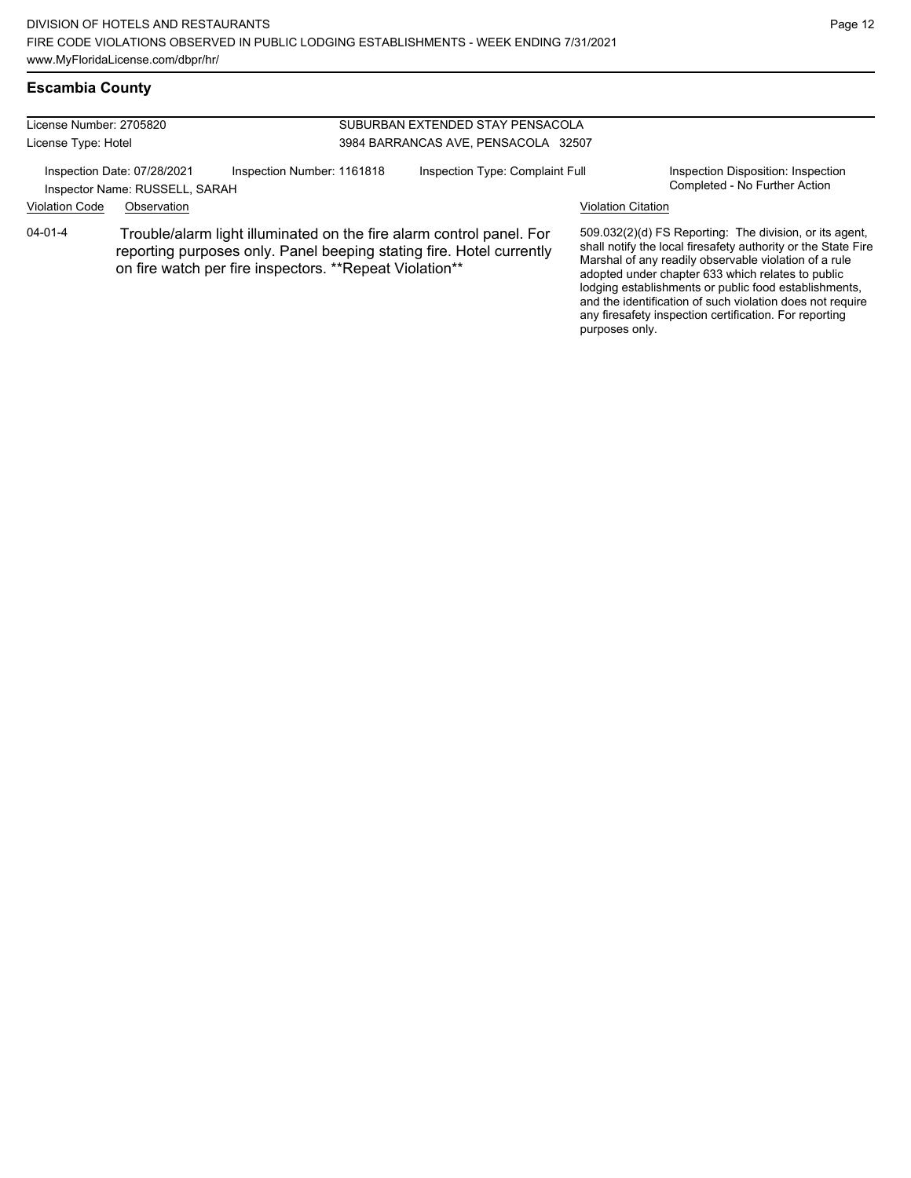## Escambia County

License Number: 2705820
License Type: Hotel

SUBURBAN EXTENDED STAY PENSACOLA
3984 BARRANCAS AVE, PENSACOLA 32507

Inspection Date: 07/28/2021
Inspector Name: RUSSELL, SARAH
Inspection Number: 1161818
Inspection Type: Complaint Full
Inspection Disposition: Inspection Completed - No Further Action

| Violation Code | Observation | Violation Citation |
|---|---|---|
| 04-01-4 | Trouble/alarm light illuminated on the fire alarm control panel. For reporting purposes only. Panel beeping stating fire. Hotel currently on fire watch per fire inspectors. **Repeat Violation** | 509.032(2)(d) FS Reporting: The division, or its agent, shall notify the local firesafety authority or the State Fire Marshal of any readily observable violation of a rule adopted under chapter 633 which relates to public lodging establishments or public food establishments, and the identification of such violation does not require any firesafety inspection certification. For reporting purposes only. |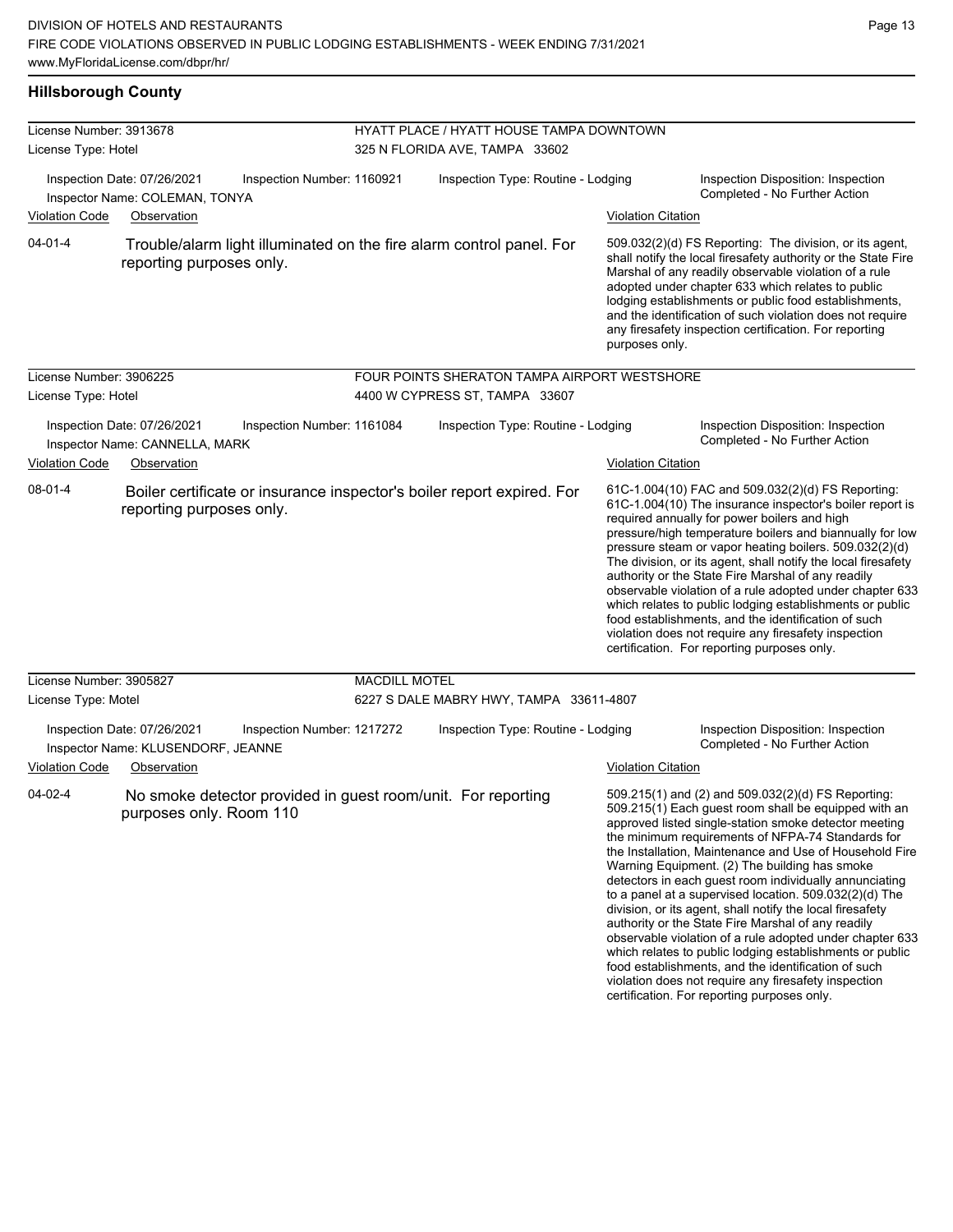## Hillsborough County

**License Number:** 3913678
**License Type:** Hotel

**HYATT PLACE / HYATT HOUSE TAMPA DOWNTOWN**
325 N FLORIDA AVE, TAMPA 33602

Inspection Date: 07/26/2021
Inspection Number: 1160921
Inspection Type: Routine - Lodging
Inspection Disposition: Inspection Completed - No Further Action
Inspector Name: COLEMAN, TONYA

| Violation Code | Observation | Violation Citation |
| --- | --- | --- |
| 04-01-4 | Trouble/alarm light illuminated on the fire alarm control panel. For reporting purposes only. | 509.032(2)(d) FS Reporting: The division, or its agent, shall notify the local firesafety authority or the State Fire Marshal of any readily observable violation of a rule adopted under chapter 633 which relates to public lodging establishments or public food establishments, and the identification of such violation does not require any firesafety inspection certification. For reporting purposes only. |

**License Number:** 3906225
**License Type:** Hotel

**FOUR POINTS SHERATON TAMPA AIRPORT WESTSHORE**
4400 W CYPRESS ST, TAMPA 33607

Inspection Date: 07/26/2021
Inspection Number: 1161084
Inspection Type: Routine - Lodging
Inspection Disposition: Inspection Completed - No Further Action
Inspector Name: CANNELLA, MARK

| Violation Code | Observation | Violation Citation |
| --- | --- | --- |
| 08-01-4 | Boiler certificate or insurance inspector's boiler report expired. For reporting purposes only. | 61C-1.004(10) FAC and 509.032(2)(d) FS Reporting: 61C-1.004(10) The insurance inspector's boiler report is required annually for power boilers and high pressure/high temperature boilers and biannually for low pressure steam or vapor heating boilers. 509.032(2)(d) The division, or its agent, shall notify the local firesafety authority or the State Fire Marshal of any readily observable violation of a rule adopted under chapter 633 which relates to public lodging establishments or public food establishments, and the identification of such violation does not require any firesafety inspection certification. For reporting purposes only. |

**License Number:** 3905827
**License Type:** Motel

**MACDILL MOTEL**
6227 S DALE MABRY HWY, TAMPA 33611-4807

Inspection Date: 07/26/2021
Inspection Number: 1217272
Inspection Type: Routine - Lodging
Inspection Disposition: Inspection Completed - No Further Action
Inspector Name: KLUSENDORF, JEANNE

| Violation Code | Observation | Violation Citation |
| --- | --- | --- |
| 04-02-4 | No smoke detector provided in guest room/unit. For reporting purposes only. Room 110 | 509.215(1) and (2) and 509.032(2)(d) FS Reporting: 509.215(1) Each guest room shall be equipped with an approved listed single-station smoke detector meeting the minimum requirements of NFPA-74 Standards for the Installation, Maintenance and Use of Household Fire Warning Equipment. (2) The building has smoke detectors in each guest room individually annunciating to a panel at a supervised location. 509.032(2)(d) The division, or its agent, shall notify the local firesafety authority or the State Fire Marshal of any readily observable violation of a rule adopted under chapter 633 which relates to public lodging establishments or public food establishments, and the identification of such violation does not require any firesafety inspection certification. For reporting purposes only. |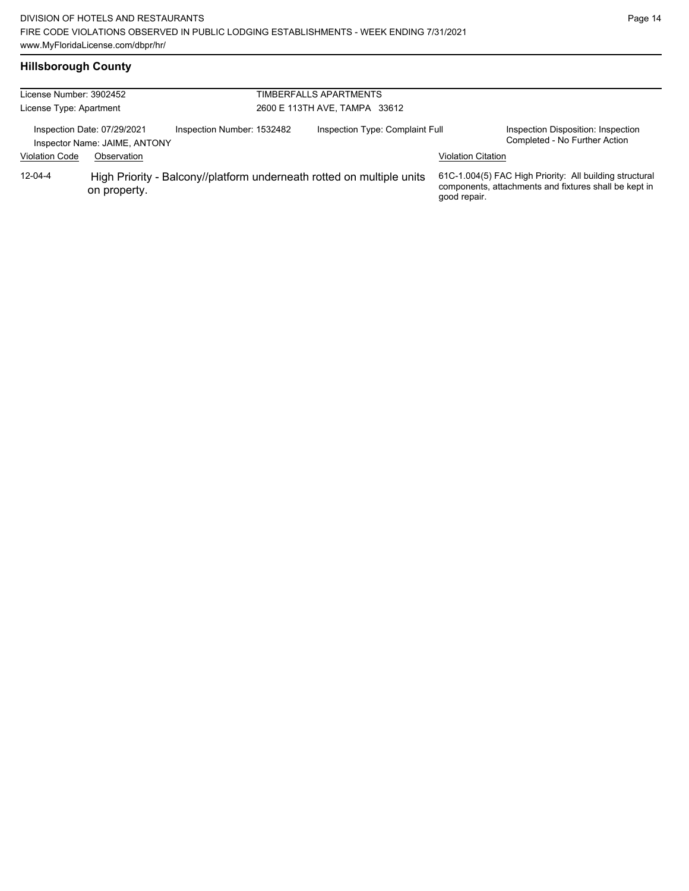## Hillsborough County

License Number: 3902452
License Type: Apartment

TIMBERFALLS APARTMENTS
2600 E 113TH AVE, TAMPA 33612

Inspection Date: 07/29/2021
Inspector Name: JAIME, ANTONY
Inspection Number: 1532482
Inspection Type: Complaint Full
Inspection Disposition: Inspection Completed - No Further Action

| Violation Code | Observation | Violation Citation |
| --- | --- | --- |
| 12-04-4 | High Priority - Balcony//platform underneath rotted on multiple units on property. | 61C-1.004(5) FAC High Priority: All building structural components, attachments and fixtures shall be kept in good repair. |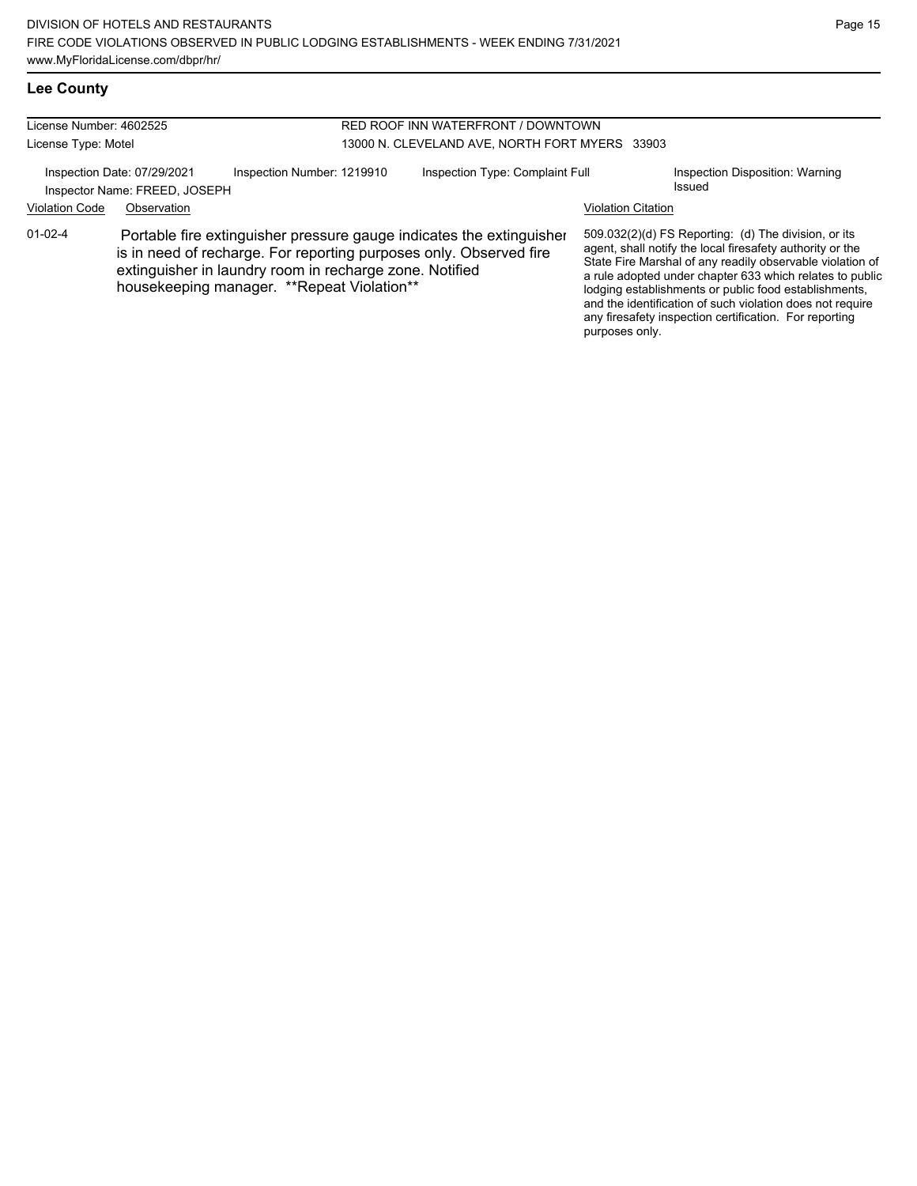## Lee County

| License Number: 4602525 | RED ROOF INN WATERFRONT / DOWNTOWN |
|---|---|
| License Type: Motel | 13000 N. CLEVELAND AVE, NORTH FORT MYERS 33903 |

Inspection Date: 07/29/2021 | Inspection Number: 1219910 | Inspection Type: Complaint Full | Inspection Disposition: Warning Issued

Inspector Name: FREED, JOSEPH

| Violation Code | Observation | Violation Citation |
|---|---|---|
| 01-02-4 | Portable fire extinguisher pressure gauge indicates the extinguisher is in need of recharge. For reporting purposes only. Observed fire extinguisher in laundry room in recharge zone. Notified housekeeping manager. **Repeat Violation** | 509.032(2)(d) FS Reporting: (d) The division, or its agent, shall notify the local firesafety authority or the State Fire Marshal of any readily observable violation of a rule adopted under chapter 633 which relates to public lodging establishments or public food establishments, and the identification of such violation does not require any firesafety inspection certification. For reporting purposes only. |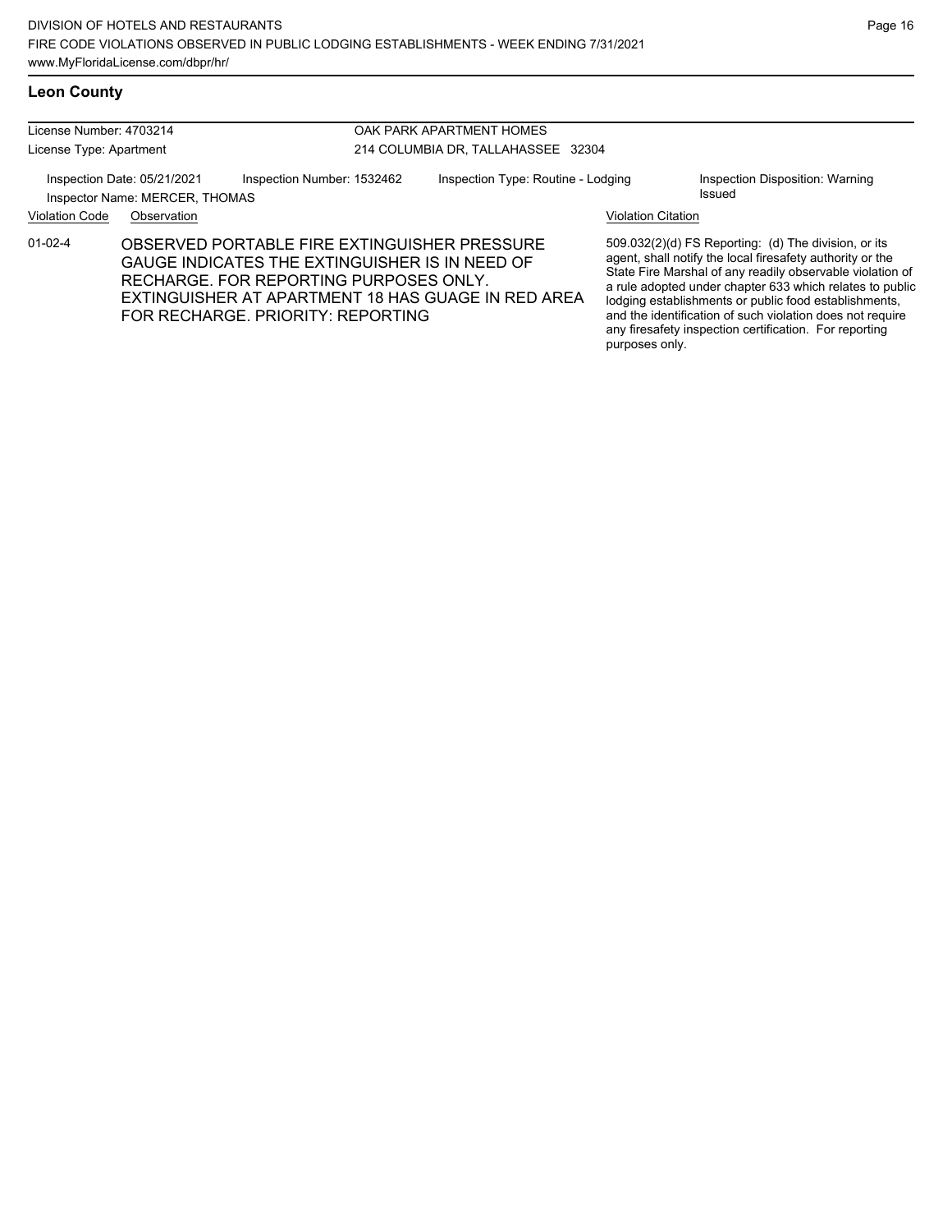## Leon County

| License Number: 4703214 | OAK PARK APARTMENT HOMES |
| --- | --- |
| License Type: Apartment | 214 COLUMBIA DR, TALLAHASSEE 32304 |

Inspection Date: 05/21/2021 | Inspection Number: 1532462 | Inspection Type: Routine - Lodging | Inspection Disposition: Warning Issued

Inspector Name: MERCER, THOMAS

| Violation Code | Observation | Violation Citation |
| --- | --- | --- |
| 01-02-4 | OBSERVED PORTABLE FIRE EXTINGUISHER PRESSURE GAUGE INDICATES THE EXTINGUISHER IS IN NEED OF RECHARGE. FOR REPORTING PURPOSES ONLY. EXTINGUISHER AT APARTMENT 18 HAS GUAGE IN RED AREA FOR RECHARGE. PRIORITY: REPORTING | 509.032(2)(d) FS Reporting: (d) The division, or its agent, shall notify the local firesafety authority or the State Fire Marshal of any readily observable violation of a rule adopted under chapter 633 which relates to public lodging establishments or public food establishments, and the identification of such violation does not require any firesafety inspection certification. For reporting purposes only. |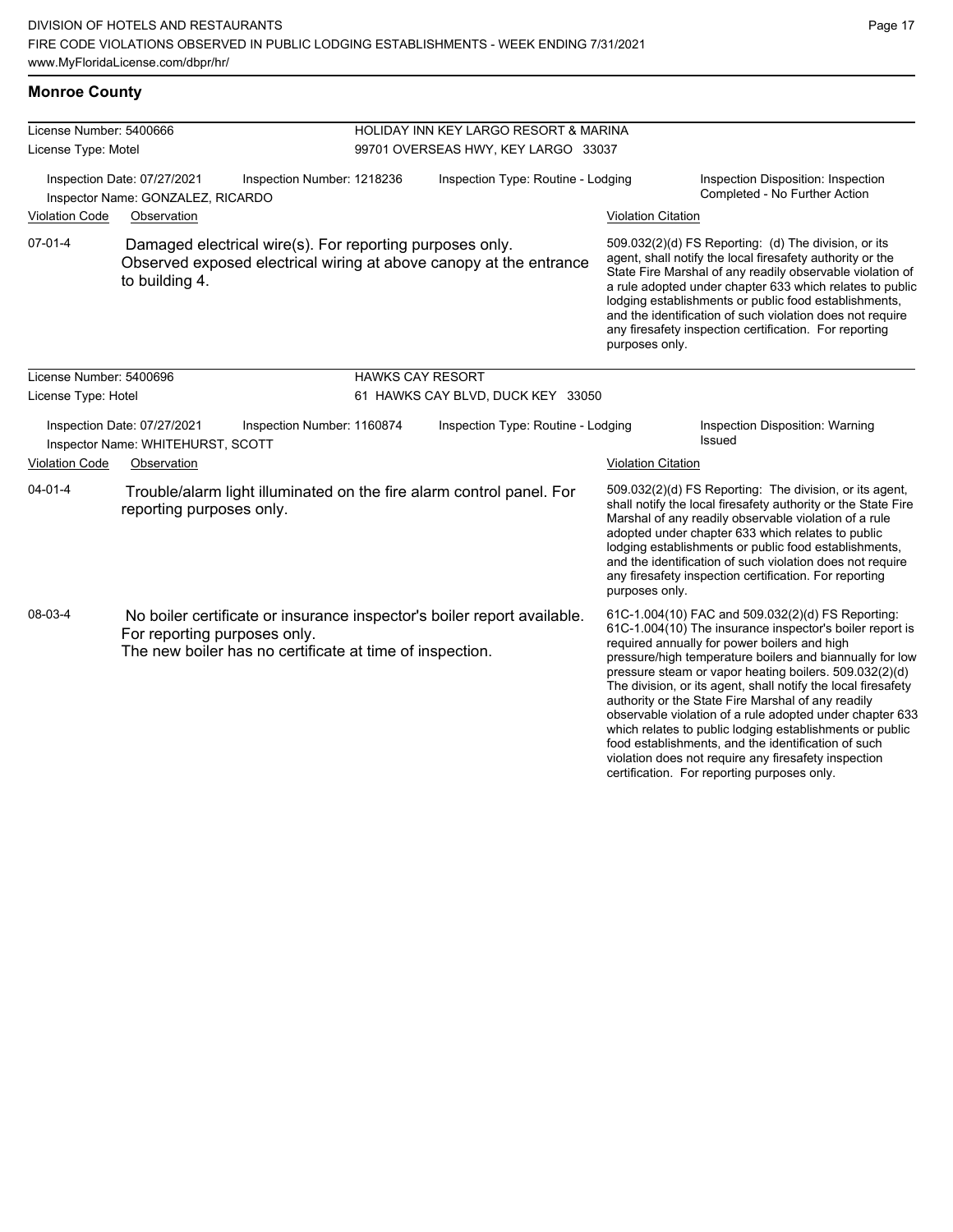## Monroe County

| License Number: 5400666 | HOLIDAY INN KEY LARGO RESORT & MARINA |
|---|---|
| License Type: Motel | 99701 OVERSEAS HWY, KEY LARGO 33037 |

Inspection Date: 07/27/2021 | Inspection Number: 1218236 | Inspection Type: Routine - Lodging | Inspection Disposition: Inspection Completed - No Further Action

Inspector Name: GONZALEZ, RICARDO

| Violation Code | Observation | Violation Citation |
|---|---|---|
| 07-01-4 | Damaged electrical wire(s). For reporting purposes only. Observed exposed electrical wiring at above canopy at the entrance to building 4. | 509.032(2)(d) FS Reporting: (d) The division, or its agent, shall notify the local firesafety authority or the State Fire Marshal of any readily observable violation of a rule adopted under chapter 633 which relates to public lodging establishments or public food establishments, and the identification of such violation does not require any firesafety inspection certification. For reporting purposes only. |

| License Number: 5400696 | HAWKS CAY RESORT |
|---|---|
| License Type: Hotel | 61 HAWKS CAY BLVD, DUCK KEY 33050 |

Inspection Date: 07/27/2021 | Inspection Number: 1160874 | Inspection Type: Routine - Lodging | Inspection Disposition: Warning Issued

Inspector Name: WHITEHURST, SCOTT

| Violation Code | Observation | Violation Citation |
|---|---|---|
| 04-01-4 | Trouble/alarm light illuminated on the fire alarm control panel. For reporting purposes only. | 509.032(2)(d) FS Reporting: The division, or its agent, shall notify the local firesafety authority or the State Fire Marshal of any readily observable violation of a rule adopted under chapter 633 which relates to public lodging establishments or public food establishments, and the identification of such violation does not require any firesafety inspection certification. For reporting purposes only. |
| 08-03-4 | No boiler certificate or insurance inspector's boiler report available. For reporting purposes only. The new boiler has no certificate at time of inspection. | 61C-1.004(10) FAC and 509.032(2)(d) FS Reporting: 61C-1.004(10) The insurance inspector's boiler report is required annually for power boilers and high pressure/high temperature boilers and biannually for low pressure steam or vapor heating boilers. 509.032(2)(d) The division, or its agent, shall notify the local firesafety authority or the State Fire Marshal of any readily observable violation of a rule adopted under chapter 633 which relates to public lodging establishments or public food establishments, and the identification of such violation does not require any firesafety inspection certification. For reporting purposes only. |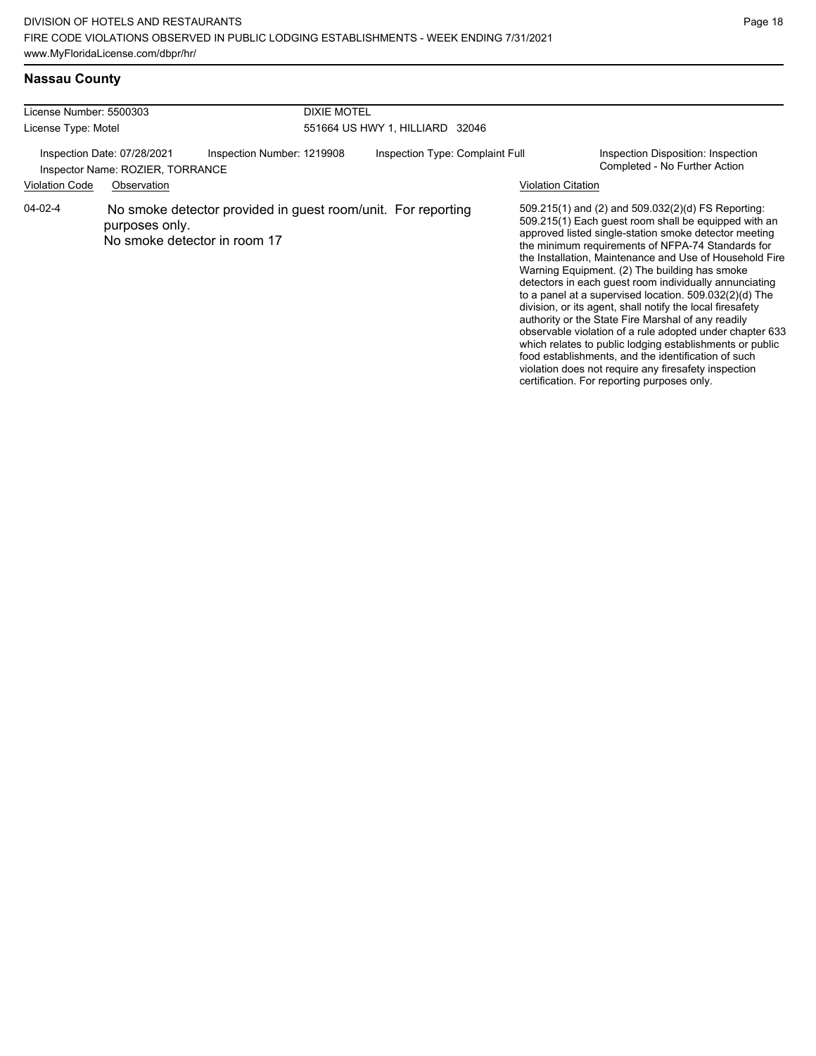## Nassau County

| License Number: 5500303 | DIXIE MOTEL | | |
|---|---|---|---|
| License Type: Motel | 551664 US HWY 1, HILLIARD 32046 | | |

Inspection Date: 07/28/2021 | Inspection Number: 1219908 | Inspection Type: Complaint Full | Inspection Disposition: Inspection Completed - No Further Action

Inspector Name: ROZIER, TORRANCE

| Violation Code | Observation | Violation Citation |
|---|---|---|
| 04-02-4 | No smoke detector provided in guest room/unit. For reporting purposes only. No smoke detector in room 17 | 509.215(1) and (2) and 509.032(2)(d) FS Reporting: 509.215(1) Each guest room shall be equipped with an approved listed single-station smoke detector meeting the minimum requirements of NFPA-74 Standards for the Installation, Maintenance and Use of Household Fire Warning Equipment. (2) The building has smoke detectors in each guest room individually annunciating to a panel at a supervised location. 509.032(2)(d) The division, or its agent, shall notify the local firesafety authority or the State Fire Marshal of any readily observable violation of a rule adopted under chapter 633 which relates to public lodging establishments or public food establishments, and the identification of such violation does not require any firesafety inspection certification. For reporting purposes only. |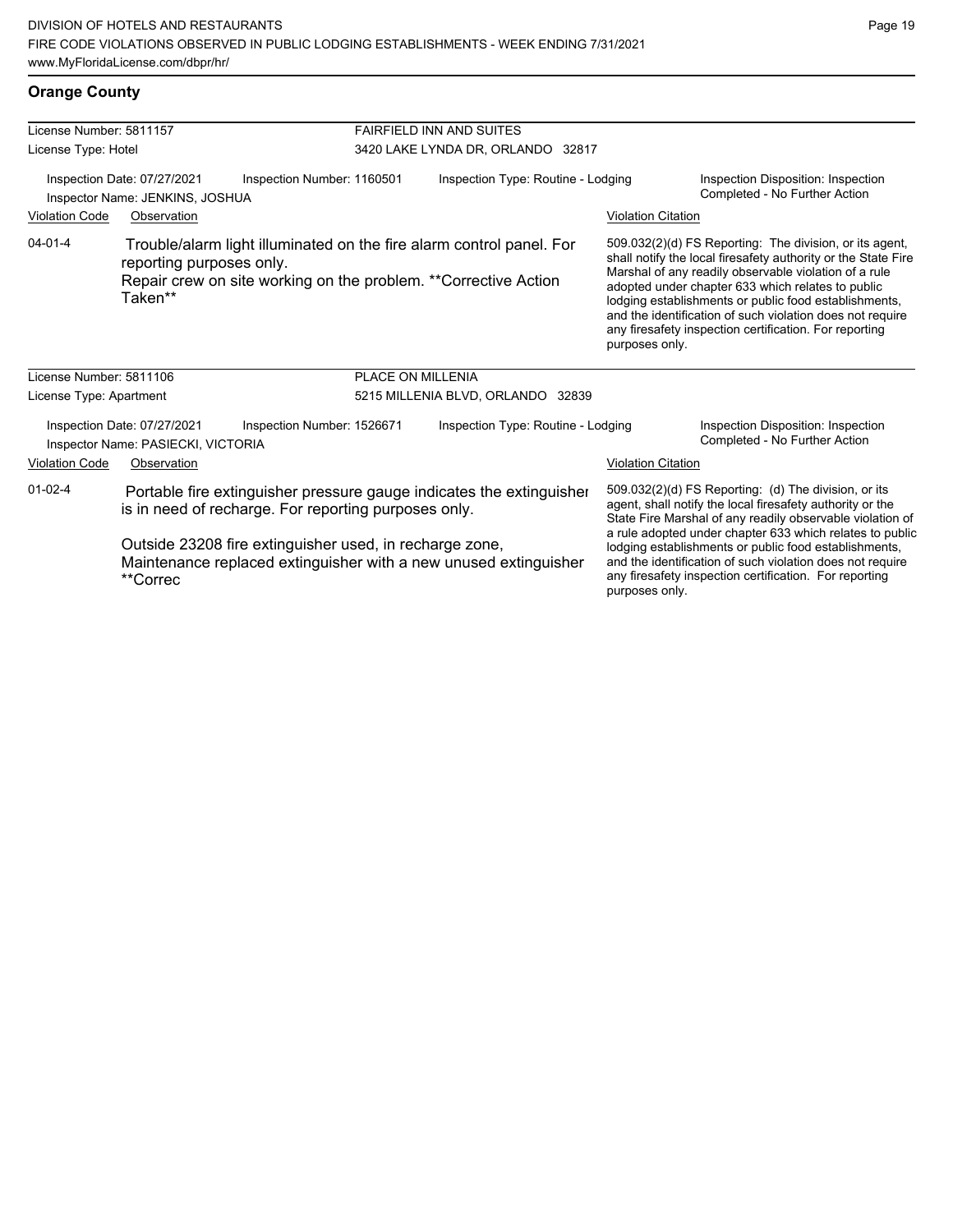## Orange County

| License Number: 5811157 | FAIRFIELD INN AND SUITES |
|---|---|
| License Type: Hotel | 3420 LAKE LYNDA DR, ORLANDO 32817 |

Inspection Date: 07/27/2021 | Inspection Number: 1160501 | Inspection Type: Routine - Lodging | Inspection Disposition: Inspection Completed - No Further Action

Inspector Name: JENKINS, JOSHUA

| Violation Code | Observation | Violation Citation |
|---|---|---|
| 04-01-4 | Trouble/alarm light illuminated on the fire alarm control panel. For reporting purposes only. Repair crew on site working on the problem. **Corrective Action Taken** | 509.032(2)(d) FS Reporting: The division, or its agent, shall notify the local firesafety authority or the State Fire Marshal of any readily observable violation of a rule adopted under chapter 633 which relates to public lodging establishments or public food establishments, and the identification of such violation does not require any firesafety inspection certification. For reporting purposes only. |

| License Number: 5811106 | PLACE ON MILLENIA |
|---|---|
| License Type: Apartment | 5215 MILLENIA BLVD, ORLANDO 32839 |

Inspection Date: 07/27/2021 | Inspection Number: 1526671 | Inspection Type: Routine - Lodging | Inspection Disposition: Inspection Completed - No Further Action

Inspector Name: PASIECKI, VICTORIA

| Violation Code | Observation | Violation Citation |
|---|---|---|
| 01-02-4 | Portable fire extinguisher pressure gauge indicates the extinguisher is in need of recharge. For reporting purposes only.<br><br>Outside 23208 fire extinguisher used, in recharge zone, Maintenance replaced extinguisher with a new unused extinguisher **Correc | 509.032(2)(d) FS Reporting: (d) The division, or its agent, shall notify the local firesafety authority or the State Fire Marshal of any readily observable violation of a rule adopted under chapter 633 which relates to public lodging establishments or public food establishments, and the identification of such violation does not require any firesafety inspection certification. For reporting purposes only. |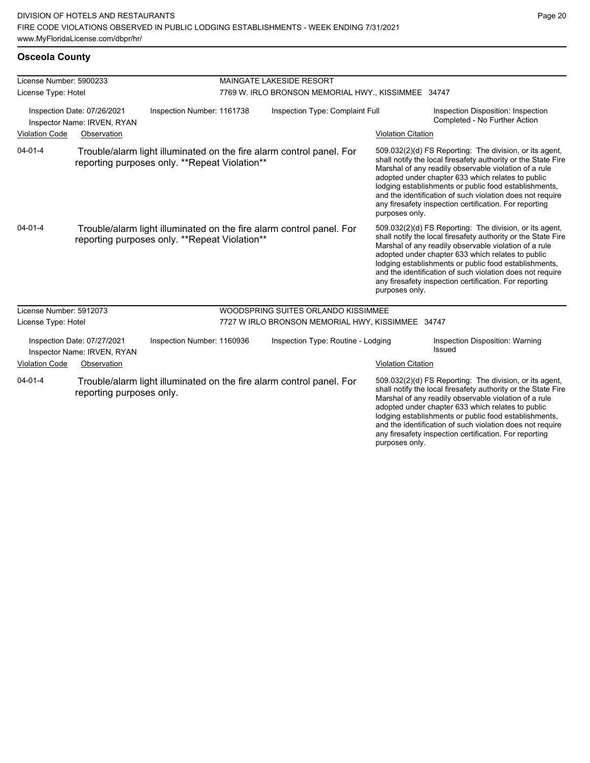## Osceola County

**License Number:** 5900233
**License Type:** Hotel

**MAINGATE LAKESIDE RESORT**
7769 W. IRLO BRONSON MEMORIAL HWY., KISSIMMEE 34747

Inspection Date: 07/26/2021
Inspector Name: IRVEN, RYAN
Inspection Number: 1161738
Inspection Type: Complaint Full
Inspection Disposition: Inspection Completed - No Further Action

| Violation Code | Observation | Violation Citation |
|---|---|---|
| 04-01-4 | Trouble/alarm light illuminated on the fire alarm control panel. For reporting purposes only. **Repeat Violation** | 509.032(2)(d) FS Reporting: The division, or its agent, shall notify the local firesafety authority or the State Fire Marshal of any readily observable violation of a rule adopted under chapter 633 which relates to public lodging establishments or public food establishments, and the identification of such violation does not require any firesafety inspection certification. For reporting purposes only. |
| 04-01-4 | Trouble/alarm light illuminated on the fire alarm control panel. For reporting purposes only. **Repeat Violation** | 509.032(2)(d) FS Reporting: The division, or its agent, shall notify the local firesafety authority or the State Fire Marshal of any readily observable violation of a rule adopted under chapter 633 which relates to public lodging establishments or public food establishments, and the identification of such violation does not require any firesafety inspection certification. For reporting purposes only. |

**License Number:** 5912073
**License Type:** Hotel

**WOODSPRING SUITES ORLANDO KISSIMMEE**
7727 W IRLO BRONSON MEMORIAL HWY, KISSIMMEE 34747

Inspection Date: 07/27/2021
Inspector Name: IRVEN, RYAN
Inspection Number: 1160936
Inspection Type: Routine - Lodging
Inspection Disposition: Warning Issued

| Violation Code | Observation | Violation Citation |
|---|---|---|
| 04-01-4 | Trouble/alarm light illuminated on the fire alarm control panel. For reporting purposes only. | 509.032(2)(d) FS Reporting: The division, or its agent, shall notify the local firesafety authority or the State Fire Marshal of any readily observable violation of a rule adopted under chapter 633 which relates to public lodging establishments or public food establishments, and the identification of such violation does not require any firesafety inspection certification. For reporting purposes only. |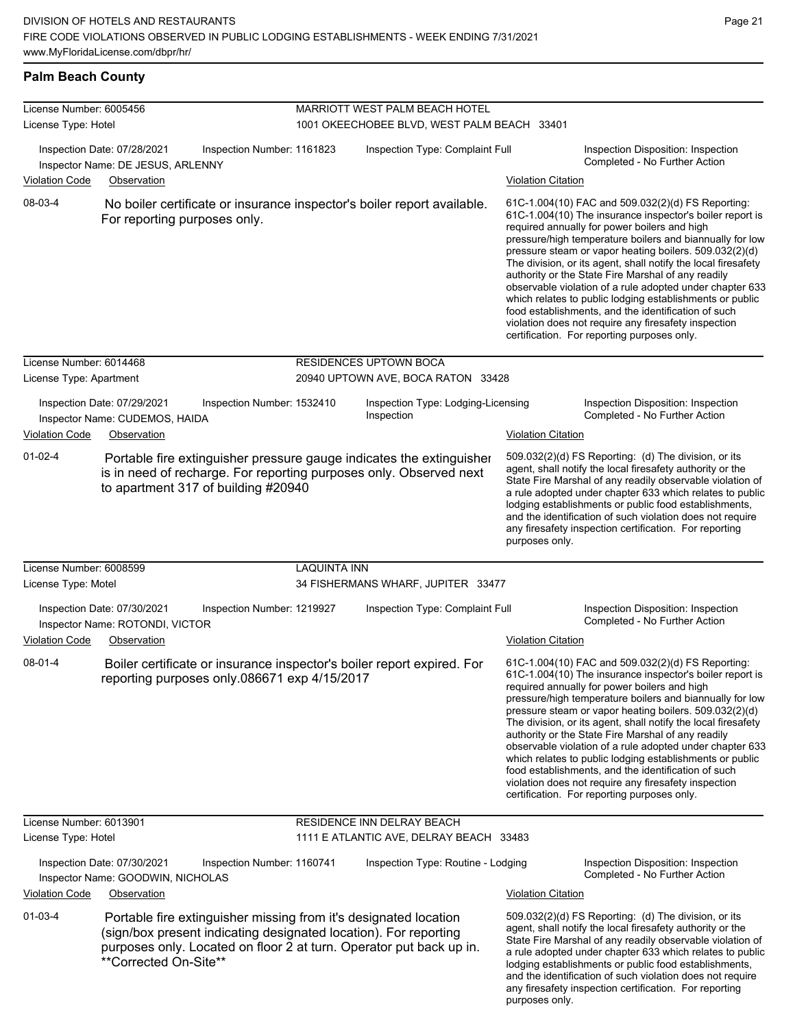**Palm Beach County**

License Number: 6005456
License Type: Hotel

MARRIOTT WEST PALM BEACH HOTEL
1001 OKEECHOBEE BLVD, WEST PALM BEACH 33401

Inspection Date: 07/28/2021
Inspection Number: 1161823
Inspection Type: Complaint Full
Inspection Disposition: Inspection Completed - No Further Action
Inspector Name: DE JESUS, ARLENNY

| Violation Code | Observation | Violation Citation |
| --- | --- | --- |
| 08-03-4 | No boiler certificate or insurance inspector's boiler report available. For reporting purposes only. | 61C-1.004(10) FAC and 509.032(2)(d) FS Reporting: 61C-1.004(10) The insurance inspector's boiler report is required annually for power boilers and high pressure/high temperature boilers and biannually for low pressure steam or vapor heating boilers. 509.032(2)(d) The division, or its agent, shall notify the local firesafety authority or the State Fire Marshal of any readily observable violation of a rule adopted under chapter 633 which relates to public lodging establishments or public food establishments, and the identification of such violation does not require any firesafety inspection certification. For reporting purposes only. |

License Number: 6014468
License Type: Apartment

RESIDENCES UPTOWN BOCA
20940 UPTOWN AVE, BOCA RATON 33428

Inspection Date: 07/29/2021
Inspection Number: 1532410
Inspection Type: Lodging-Licensing Inspection
Inspection Disposition: Inspection Completed - No Further Action
Inspector Name: CUDEMOS, HAIDA

| Violation Code | Observation | Violation Citation |
| --- | --- | --- |
| 01-02-4 | Portable fire extinguisher pressure gauge indicates the extinguisher is in need of recharge. For reporting purposes only. Observed next to apartment 317 of building #20940 | 509.032(2)(d) FS Reporting: (d) The division, or its agent, shall notify the local firesafety authority or the State Fire Marshal of any readily observable violation of a rule adopted under chapter 633 which relates to public lodging establishments or public food establishments, and the identification of such violation does not require any firesafety inspection certification. For reporting purposes only. |

License Number: 6008599
License Type: Motel

LAQUINTA INN
34 FISHERMANS WHARF, JUPITER 33477

Inspection Date: 07/30/2021
Inspection Number: 1219927
Inspection Type: Complaint Full
Inspection Disposition: Inspection Completed - No Further Action
Inspector Name: ROTONDI, VICTOR

| Violation Code | Observation | Violation Citation |
| --- | --- | --- |
| 08-01-4 | Boiler certificate or insurance inspector's boiler report expired. For reporting purposes only.086671 exp 4/15/2017 | 61C-1.004(10) FAC and 509.032(2)(d) FS Reporting: 61C-1.004(10) The insurance inspector's boiler report is required annually for power boilers and high pressure/high temperature boilers and biannually for low pressure steam or vapor heating boilers. 509.032(2)(d) The division, or its agent, shall notify the local firesafety authority or the State Fire Marshal of any readily observable violation of a rule adopted under chapter 633 which relates to public lodging establishments or public food establishments, and the identification of such violation does not require any firesafety inspection certification. For reporting purposes only. |

License Number: 6013901
License Type: Hotel

RESIDENCE INN DELRAY BEACH
1111 E ATLANTIC AVE, DELRAY BEACH 33483

Inspection Date: 07/30/2021
Inspection Number: 1160741
Inspection Type: Routine - Lodging
Inspection Disposition: Inspection Completed - No Further Action
Inspector Name: GOODWIN, NICHOLAS

| Violation Code | Observation | Violation Citation |
| --- | --- | --- |
| 01-03-4 | Portable fire extinguisher missing from it's designated location (sign/box present indicating designated location). For reporting purposes only. Located on floor 2 at turn. Operator put back up in. **Corrected On-Site** | 509.032(2)(d) FS Reporting: (d) The division, or its agent, shall notify the local firesafety authority or the State Fire Marshal of any readily observable violation of a rule adopted under chapter 633 which relates to public lodging establishments or public food establishments, and the identification of such violation does not require any firesafety inspection certification. For reporting purposes only. |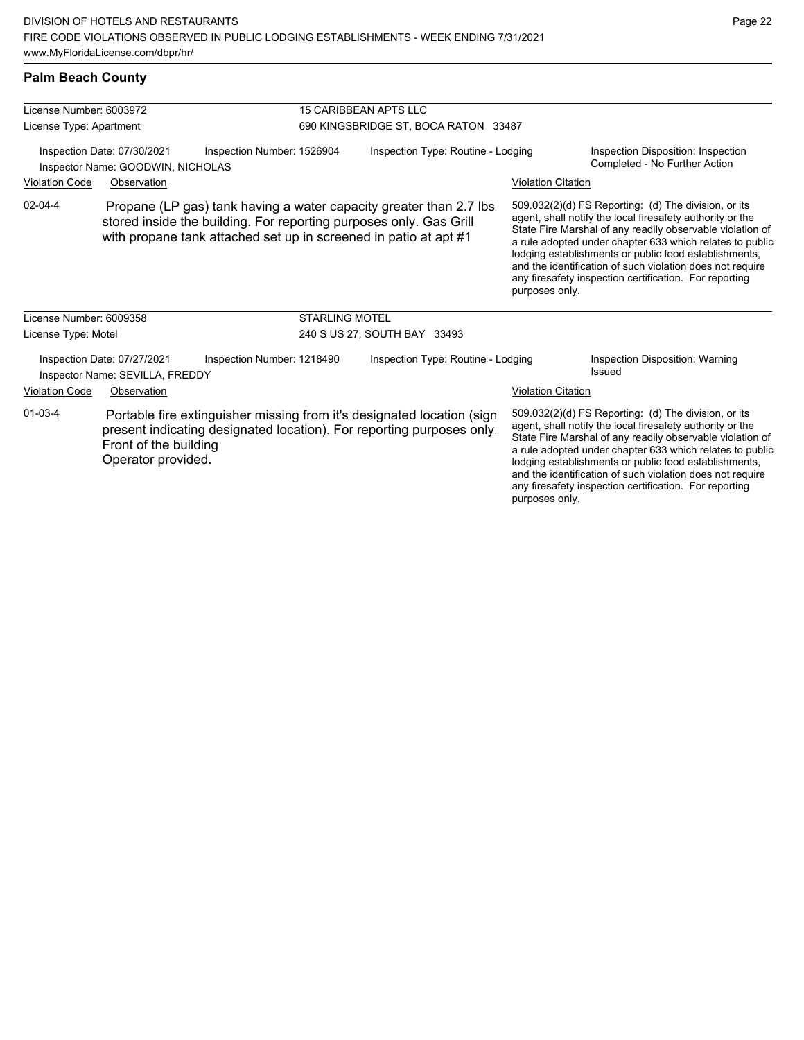## Palm Beach County

**License Number:** 6003972
**License Type:** Apartment

**15 CARIBBEAN APTS LLC**
690 KINGSBRIDGE ST, BOCA RATON 33487

Inspection Date: 07/30/2021
Inspector Name: GOODWIN, NICHOLAS
Inspection Number: 1526904
Inspection Type: Routine - Lodging
Inspection Disposition: Inspection Completed - No Further Action

| Violation Code | Observation | Violation Citation |
| --- | --- | --- |
| 02-04-4 | Propane (LP gas) tank having a water capacity greater than 2.7 lbs. stored inside the building. For reporting purposes only. Gas Grill with propane tank attached set up in screened in patio at apt #1 | 509.032(2)(d) FS Reporting: (d) The division, or its agent, shall notify the local firesafety authority or the State Fire Marshal of any readily observable violation of a rule adopted under chapter 633 which relates to public lodging establishments or public food establishments, and the identification of such violation does not require any firesafety inspection certification. For reporting purposes only. |

**License Number:** 6009358
**License Type:** Motel

**STARLING MOTEL**
240 S US 27, SOUTH BAY 33493

Inspection Date: 07/27/2021
Inspector Name: SEVILLA, FREDDY
Inspection Number: 1218490
Inspection Type: Routine - Lodging
Inspection Disposition: Warning Issued

| Violation Code | Observation | Violation Citation |
| --- | --- | --- |
| 01-03-4 | Portable fire extinguisher missing from it's designated location (sign present indicating designated location). For reporting purposes only. Front of the building Operator provided. | 509.032(2)(d) FS Reporting: (d) The division, or its agent, shall notify the local firesafety authority or the State Fire Marshal of any readily observable violation of a rule adopted under chapter 633 which relates to public lodging establishments or public food establishments, and the identification of such violation does not require any firesafety inspection certification. For reporting purposes only. |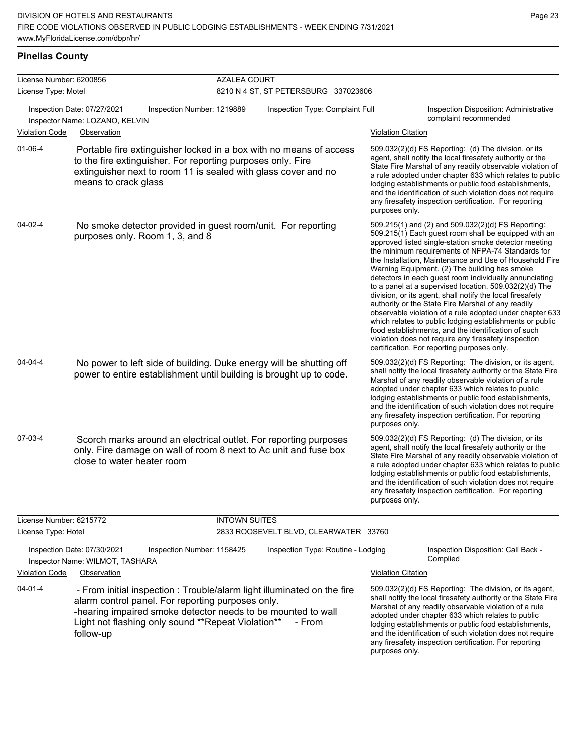## Pinellas County

**License Number:** 6200856 — **AZALEA COURT**
**License Type:** Motel — 8210 N 4 ST, ST PETERSBURG 337023606

Inspection Date: 07/27/2021 | Inspection Number: 1219889 | Inspection Type: Complaint Full | Inspection Disposition: Administrative complaint recommended
Inspector Name: LOZANO, KELVIN

| Violation Code | Observation | Violation Citation |
|---|---|---|
| 01-06-4 | Portable fire extinguisher locked in a box with no means of access to the fire extinguisher. For reporting purposes only. Fire extinguisher next to room 11 is sealed with glass cover and no means to crack glass | 509.032(2)(d) FS Reporting: (d) The division, or its agent, shall notify the local firesafety authority or the State Fire Marshal of any readily observable violation of a rule adopted under chapter 633 which relates to public lodging establishments or public food establishments, and the identification of such violation does not require any firesafety inspection certification. For reporting purposes only. |
| 04-02-4 | No smoke detector provided in guest room/unit. For reporting purposes only. Room 1, 3, and 8 | 509.215(1) and (2) and 509.032(2)(d) FS Reporting: 509.215(1) Each guest room shall be equipped with an approved listed single-station smoke detector meeting the minimum requirements of NFPA-74 Standards for the Installation, Maintenance and Use of Household Fire Warning Equipment. (2) The building has smoke detectors in each guest room individually annunciating to a panel at a supervised location. 509.032(2)(d) The division, or its agent, shall notify the local firesafety authority or the State Fire Marshal of any readily observable violation of a rule adopted under chapter 633 which relates to public lodging establishments or public food establishments, and the identification of such violation does not require any firesafety inspection certification. For reporting purposes only. |
| 04-04-4 | No power to left side of building. Duke energy will be shutting off power to entire establishment until building is brought up to code. | 509.032(2)(d) FS Reporting: The division, or its agent, shall notify the local firesafety authority or the State Fire Marshal of any readily observable violation of a rule adopted under chapter 633 which relates to public lodging establishments or public food establishments, and the identification of such violation does not require any firesafety inspection certification. For reporting purposes only. |
| 07-03-4 | Scorch marks around an electrical outlet. For reporting purposes only. Fire damage on wall of room 8 next to Ac unit and fuse box close to water heater room | 509.032(2)(d) FS Reporting: (d) The division, or its agent, shall notify the local firesafety authority or the State Fire Marshal of any readily observable violation of a rule adopted under chapter 633 which relates to public lodging establishments or public food establishments, and the identification of such violation does not require any firesafety inspection certification. For reporting purposes only. |

**License Number:** 6215772 — **INTOWN SUITES**
**License Type:** Hotel — 2833 ROOSEVELT BLVD, CLEARWATER 33760

Inspection Date: 07/30/2021 | Inspection Number: 1158425 | Inspection Type: Routine - Lodging | Inspection Disposition: Call Back - Complied
Inspector Name: WILMOT, TASHARA

| Violation Code | Observation | Violation Citation |
|---|---|---|
| 04-01-4 | - From initial inspection : Trouble/alarm light illuminated on the fire alarm control panel. For reporting purposes only. -hearing impaired smoke detector needs to be mounted to wall Light not flashing only sound **Repeat Violation** - From follow-up | 509.032(2)(d) FS Reporting: The division, or its agent, shall notify the local firesafety authority or the State Fire Marshal of any readily observable violation of a rule adopted under chapter 633 which relates to public lodging establishments or public food establishments, and the identification of such violation does not require any firesafety inspection certification. For reporting purposes only. |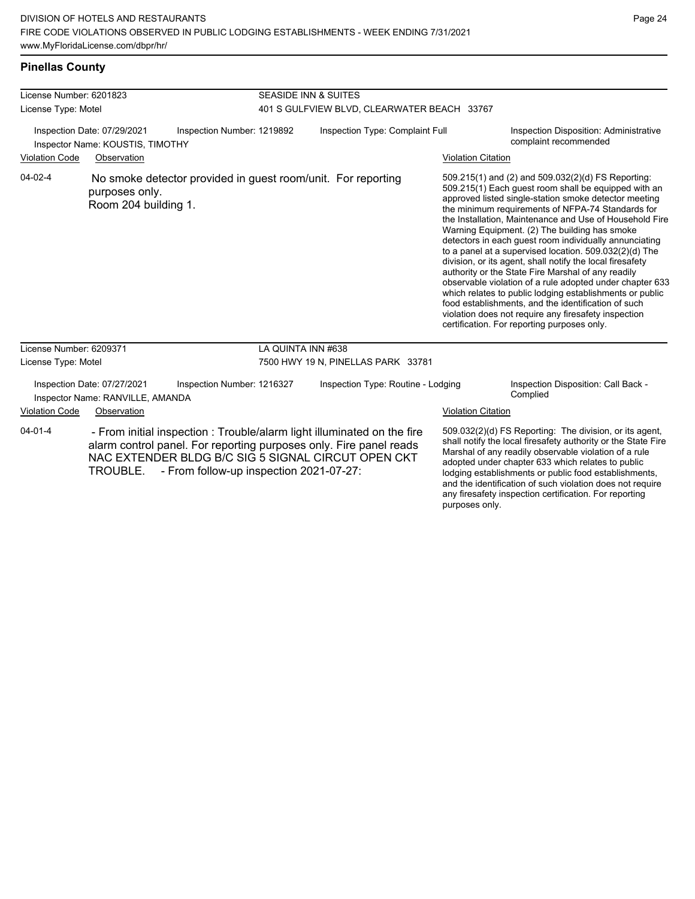## Pinellas County

**License Number:** 6201823
**License Type:** Motel

**SEASIDE INN & SUITES**
401 S GULFVIEW BLVD, CLEARWATER BEACH 33767

**Inspection Date:** 07/29/2021
**Inspection Number:** 1219892
**Inspection Type:** Complaint Full
**Inspection Disposition:** Administrative complaint recommended
**Inspector Name:** KOUSTIS, TIMOTHY

| Violation Code | Observation | Violation Citation |
|---|---|---|
| 04-02-4 | No smoke detector provided in guest room/unit. For reporting purposes only. Room 204 building 1. | 509.215(1) and (2) and 509.032(2)(d) FS Reporting: 509.215(1) Each guest room shall be equipped with an approved listed single-station smoke detector meeting the minimum requirements of NFPA-74 Standards for the Installation, Maintenance and Use of Household Fire Warning Equipment. (2) The building has smoke detectors in each guest room individually annunciating to a panel at a supervised location. 509.032(2)(d) The division, or its agent, shall notify the local firesafety authority or the State Fire Marshal of any readily observable violation of a rule adopted under chapter 633 which relates to public lodging establishments or public food establishments, and the identification of such violation does not require any firesafety inspection certification. For reporting purposes only. |

**License Number:** 6209371
**License Type:** Motel

**LA QUINTA INN #638**
7500 HWY 19 N, PINELLAS PARK 33781

**Inspection Date:** 07/27/2021
**Inspection Number:** 1216327
**Inspection Type:** Routine - Lodging
**Inspection Disposition:** Call Back - Complied
**Inspector Name:** RANVILLE, AMANDA

| Violation Code | Observation | Violation Citation |
|---|---|---|
| 04-01-4 | - From initial inspection : Trouble/alarm light illuminated on the fire alarm control panel. For reporting purposes only. Fire panel reads NAC EXTENDER BLDG B/C SIG 5 SIGNAL CIRCUT OPEN CKT TROUBLE. - From follow-up inspection 2021-07-27: | 509.032(2)(d) FS Reporting: The division, or its agent, shall notify the local firesafety authority or the State Fire Marshal of any readily observable violation of a rule adopted under chapter 633 which relates to public lodging establishments or public food establishments, and the identification of such violation does not require any firesafety inspection certification. For reporting purposes only. |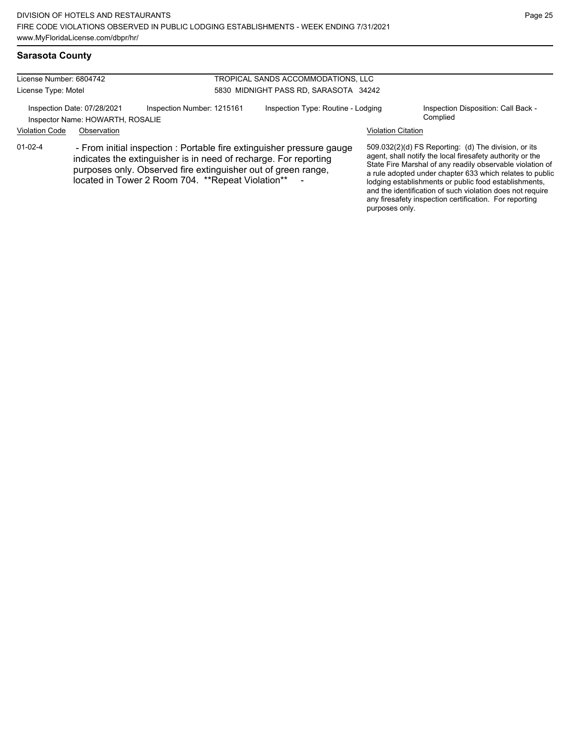## Sarasota County

| License Number: 6804742 | TROPICAL SANDS ACCOMMODATIONS, LLC |
|---|---|
| License Type: Motel | 5830 MIDNIGHT PASS RD, SARASOTA 34242 |

Inspection Date: 07/28/2021 | Inspection Number: 1215161 | Inspection Type: Routine - Lodging | Inspection Disposition: Call Back - Complied

Inspector Name: HOWARTH, ROSALIE

| Violation Code | Observation | Violation Citation |
|---|---|---|
| 01-02-4 | - From initial inspection : Portable fire extinguisher pressure gauge indicates the extinguisher is in need of recharge. For reporting purposes only. Observed fire extinguisher out of green range, located in Tower 2 Room 704. **Repeat Violation** - | 509.032(2)(d) FS Reporting: (d) The division, or its agent, shall notify the local firesafety authority or the State Fire Marshal of any readily observable violation of a rule adopted under chapter 633 which relates to public lodging establishments or public food establishments, and the identification of such violation does not require any firesafety inspection certification. For reporting purposes only. |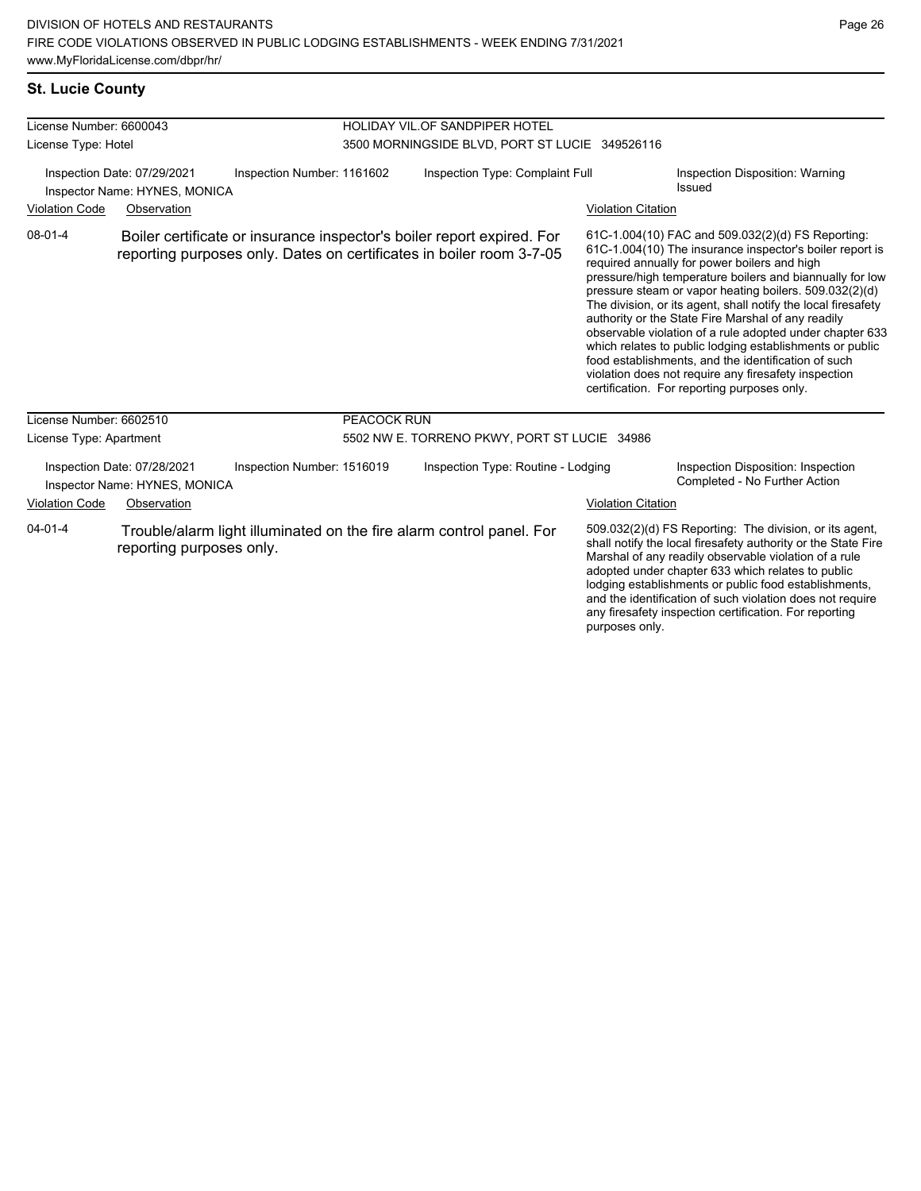## St. Lucie County

**License Number:** 6600043
**License Type:** Hotel

**HOLIDAY VIL.OF SANDPIPER HOTEL**
3500 MORNINGSIDE BLVD, PORT ST LUCIE 349526116

Inspection Date: 07/29/2021
Inspector Name: HYNES, MONICA
Inspection Number: 1161602
Inspection Type: Complaint Full
Inspection Disposition: Warning Issued

| Violation Code | Observation | Violation Citation |
|---|---|---|
| 08-01-4 | Boiler certificate or insurance inspector's boiler report expired. For reporting purposes only. Dates on certificates in boiler room 3-7-05 | 61C-1.004(10) FAC and 509.032(2)(d) FS Reporting: 61C-1.004(10) The insurance inspector's boiler report is required annually for power boilers and high pressure/high temperature boilers and biannually for low pressure steam or vapor heating boilers. 509.032(2)(d) The division, or its agent, shall notify the local firesafety authority or the State Fire Marshal of any readily observable violation of a rule adopted under chapter 633 which relates to public lodging establishments or public food establishments, and the identification of such violation does not require any firesafety inspection certification. For reporting purposes only. |

**License Number:** 6602510
**License Type:** Apartment

**PEACOCK RUN**
5502 NW E. TORRENO PKWY, PORT ST LUCIE 34986

Inspection Date: 07/28/2021
Inspector Name: HYNES, MONICA
Inspection Number: 1516019
Inspection Type: Routine - Lodging
Inspection Disposition: Inspection Completed - No Further Action

| Violation Code | Observation | Violation Citation |
|---|---|---|
| 04-01-4 | Trouble/alarm light illuminated on the fire alarm control panel. For reporting purposes only. | 509.032(2)(d) FS Reporting: The division, or its agent, shall notify the local firesafety authority or the State Fire Marshal of any readily observable violation of a rule adopted under chapter 633 which relates to public lodging establishments or public food establishments, and the identification of such violation does not require any firesafety inspection certification. For reporting purposes only. |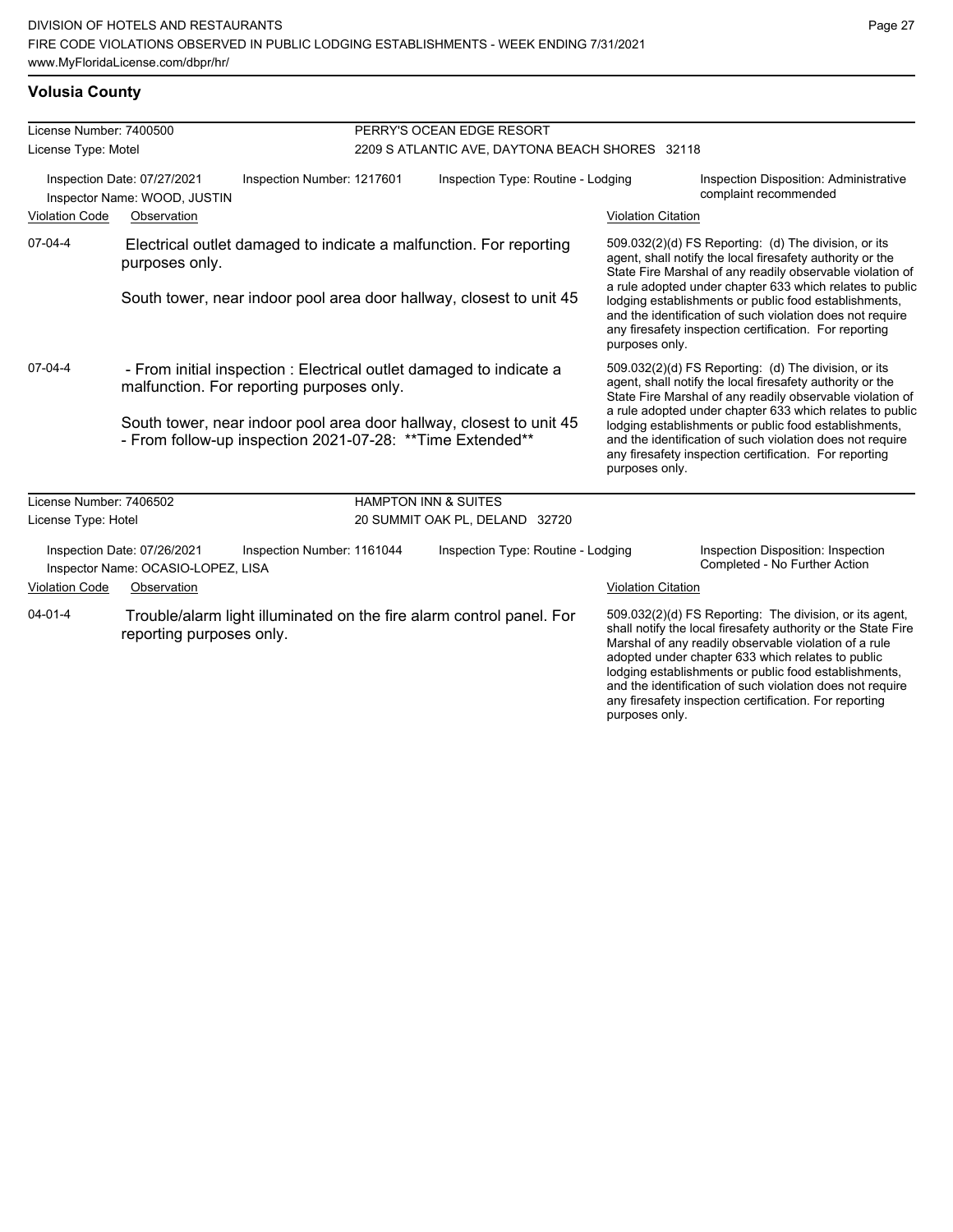## Volusia County

License Number: 7400500
License Type: Motel

PERRY'S OCEAN EDGE RESORT
2209 S ATLANTIC AVE, DAYTONA BEACH SHORES 32118

Inspection Date: 07/27/2021
Inspector Name: WOOD, JUSTIN
Inspection Number: 1217601
Inspection Type: Routine - Lodging
Inspection Disposition: Administrative complaint recommended

| Violation Code | Observation | Violation Citation |
| --- | --- | --- |
| 07-04-4 | Electrical outlet damaged to indicate a malfunction. For reporting purposes only.<br><br>South tower, near indoor pool area door hallway, closest to unit 45 | 509.032(2)(d) FS Reporting: (d) The division, or its agent, shall notify the local firesafety authority or the State Fire Marshal of any readily observable violation of a rule adopted under chapter 633 which relates to public lodging establishments or public food establishments, and the identification of such violation does not require any firesafety inspection certification. For reporting purposes only. |
| 07-04-4 | - From initial inspection : Electrical outlet damaged to indicate a malfunction. For reporting purposes only.<br><br>South tower, near indoor pool area door hallway, closest to unit 45 - From follow-up inspection 2021-07-28: **Time Extended** | 509.032(2)(d) FS Reporting: (d) The division, or its agent, shall notify the local firesafety authority or the State Fire Marshal of any readily observable violation of a rule adopted under chapter 633 which relates to public lodging establishments or public food establishments, and the identification of such violation does not require any firesafety inspection certification. For reporting purposes only. |

License Number: 7406502
License Type: Hotel

HAMPTON INN & SUITES
20 SUMMIT OAK PL, DELAND 32720

Inspection Date: 07/26/2021
Inspector Name: OCASIO-LOPEZ, LISA
Inspection Number: 1161044
Inspection Type: Routine - Lodging
Inspection Disposition: Inspection Completed - No Further Action

| Violation Code | Observation | Violation Citation |
| --- | --- | --- |
| 04-01-4 | Trouble/alarm light illuminated on the fire alarm control panel. For reporting purposes only. | 509.032(2)(d) FS Reporting: The division, or its agent, shall notify the local firesafety authority or the State Fire Marshal of any readily observable violation of a rule adopted under chapter 633 which relates to public lodging establishments or public food establishments, and the identification of such violation does not require any firesafety inspection certification. For reporting purposes only. |